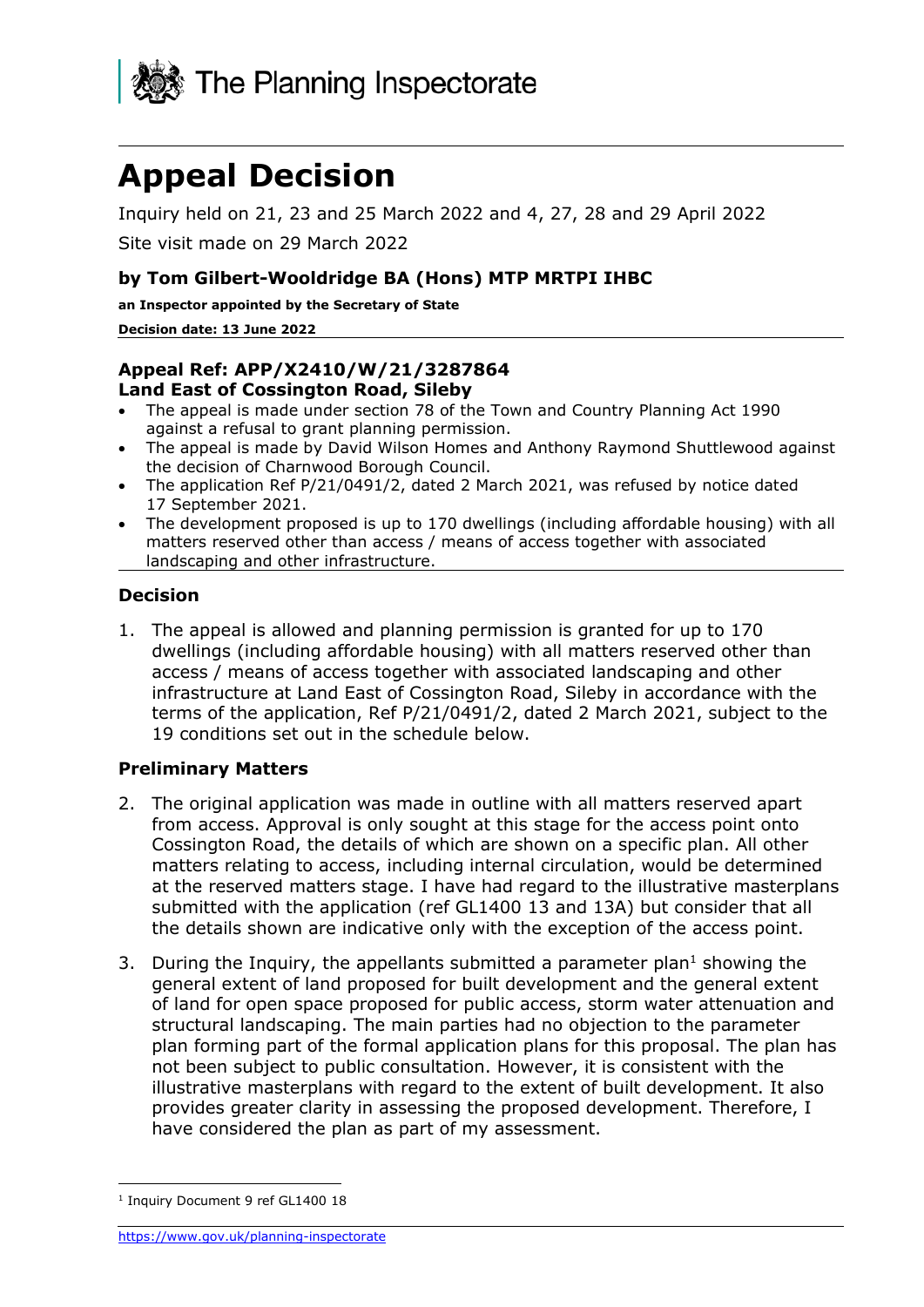The Planning Inspectorate

# Appeal Decision

Inquiry held on 21, 23 and 25 March 2022 and 4, 27, 28 and 29 April 2022

Site visit made on 29 March 2022

**by Tom Gilbert-Wooldridge BA (Hons) MTP MRTPI IHBC**

**an Inspector appointed by the Secretary of State**

**Decision date: 13 June 2022**

**Appeal Ref: APP/X2410/W/21/3287864**
**Land East of Cossington Road, Sileby**

- The appeal is made under section 78 of the Town and Country Planning Act 1990 against a refusal to grant planning permission.
- The appeal is made by David Wilson Homes and Anthony Raymond Shuttlewood against the decision of Charnwood Borough Council.
- The application Ref P/21/0491/2, dated 2 March 2021, was refused by notice dated 17 September 2021.
- The development proposed is up to 170 dwellings (including affordable housing) with all matters reserved other than access / means of access together with associated landscaping and other infrastructure.

## Decision

1. The appeal is allowed and planning permission is granted for up to 170 dwellings (including affordable housing) with all matters reserved other than access / means of access together with associated landscaping and other infrastructure at Land East of Cossington Road, Sileby in accordance with the terms of the application, Ref P/21/0491/2, dated 2 March 2021, subject to the 19 conditions set out in the schedule below.

## Preliminary Matters

2. The original application was made in outline with all matters reserved apart from access. Approval is only sought at this stage for the access point onto Cossington Road, the details of which are shown on a specific plan. All other matters relating to access, including internal circulation, would be determined at the reserved matters stage. I have had regard to the illustrative masterplans submitted with the application (ref GL1400 13 and 13A) but consider that all the details shown are indicative only with the exception of the access point.

3. During the Inquiry, the appellants submitted a parameter plan[1] showing the general extent of land proposed for built development and the general extent of land for open space proposed for public access, storm water attenuation and structural landscaping. The main parties had no objection to the parameter plan forming part of the formal application plans for this proposal. The plan has not been subject to public consultation. However, it is consistent with the illustrative masterplans with regard to the extent of built development. It also provides greater clarity in assessing the proposed development. Therefore, I have considered the plan as part of my assessment.

[1] Inquiry Document 9 ref GL1400 18

https://www.gov.uk/planning-inspectorate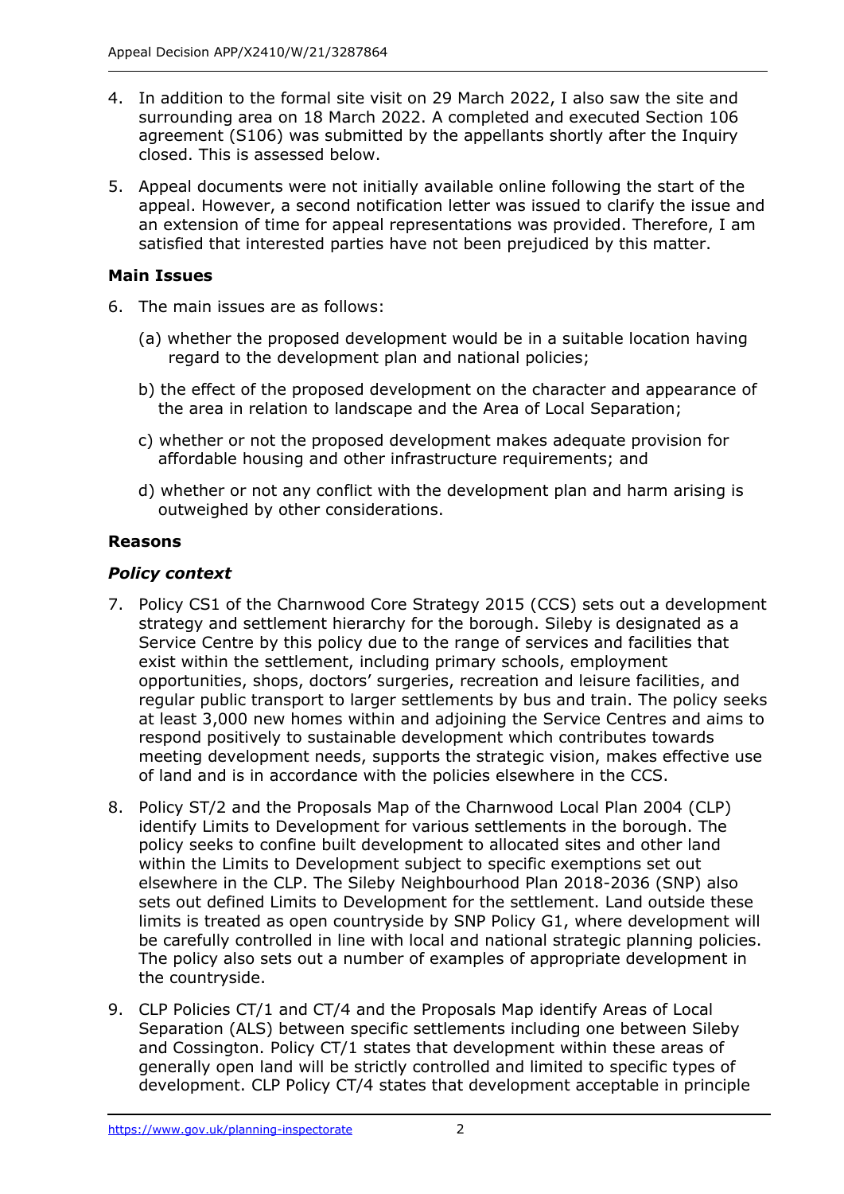4. In addition to the formal site visit on 29 March 2022, I also saw the site and surrounding area on 18 March 2022. A completed and executed Section 106 agreement (S106) was submitted by the appellants shortly after the Inquiry closed. This is assessed below.

5. Appeal documents were not initially available online following the start of the appeal. However, a second notification letter was issued to clarify the issue and an extension of time for appeal representations was provided. Therefore, I am satisfied that interested parties have not been prejudiced by this matter.

## Main Issues

6. The main issues are as follows:

   (a) whether the proposed development would be in a suitable location having regard to the development plan and national policies;

   b) the effect of the proposed development on the character and appearance of the area in relation to landscape and the Area of Local Separation;

   c) whether or not the proposed development makes adequate provision for affordable housing and other infrastructure requirements; and

   d) whether or not any conflict with the development plan and harm arising is outweighed by other considerations.

## Reasons

### *Policy context*

7. Policy CS1 of the Charnwood Core Strategy 2015 (CCS) sets out a development strategy and settlement hierarchy for the borough. Sileby is designated as a Service Centre by this policy due to the range of services and facilities that exist within the settlement, including primary schools, employment opportunities, shops, doctors' surgeries, recreation and leisure facilities, and regular public transport to larger settlements by bus and train. The policy seeks at least 3,000 new homes within and adjoining the Service Centres and aims to respond positively to sustainable development which contributes towards meeting development needs, supports the strategic vision, makes effective use of land and is in accordance with the policies elsewhere in the CCS.

8. Policy ST/2 and the Proposals Map of the Charnwood Local Plan 2004 (CLP) identify Limits to Development for various settlements in the borough. The policy seeks to confine built development to allocated sites and other land within the Limits to Development subject to specific exemptions set out elsewhere in the CLP. The Sileby Neighbourhood Plan 2018-2036 (SNP) also sets out defined Limits to Development for the settlement. Land outside these limits is treated as open countryside by SNP Policy G1, where development will be carefully controlled in line with local and national strategic planning policies. The policy also sets out a number of examples of appropriate development in the countryside.

9. CLP Policies CT/1 and CT/4 and the Proposals Map identify Areas of Local Separation (ALS) between specific settlements including one between Sileby and Cossington. Policy CT/1 states that development within these areas of generally open land will be strictly controlled and limited to specific types of development. CLP Policy CT/4 states that development acceptable in principle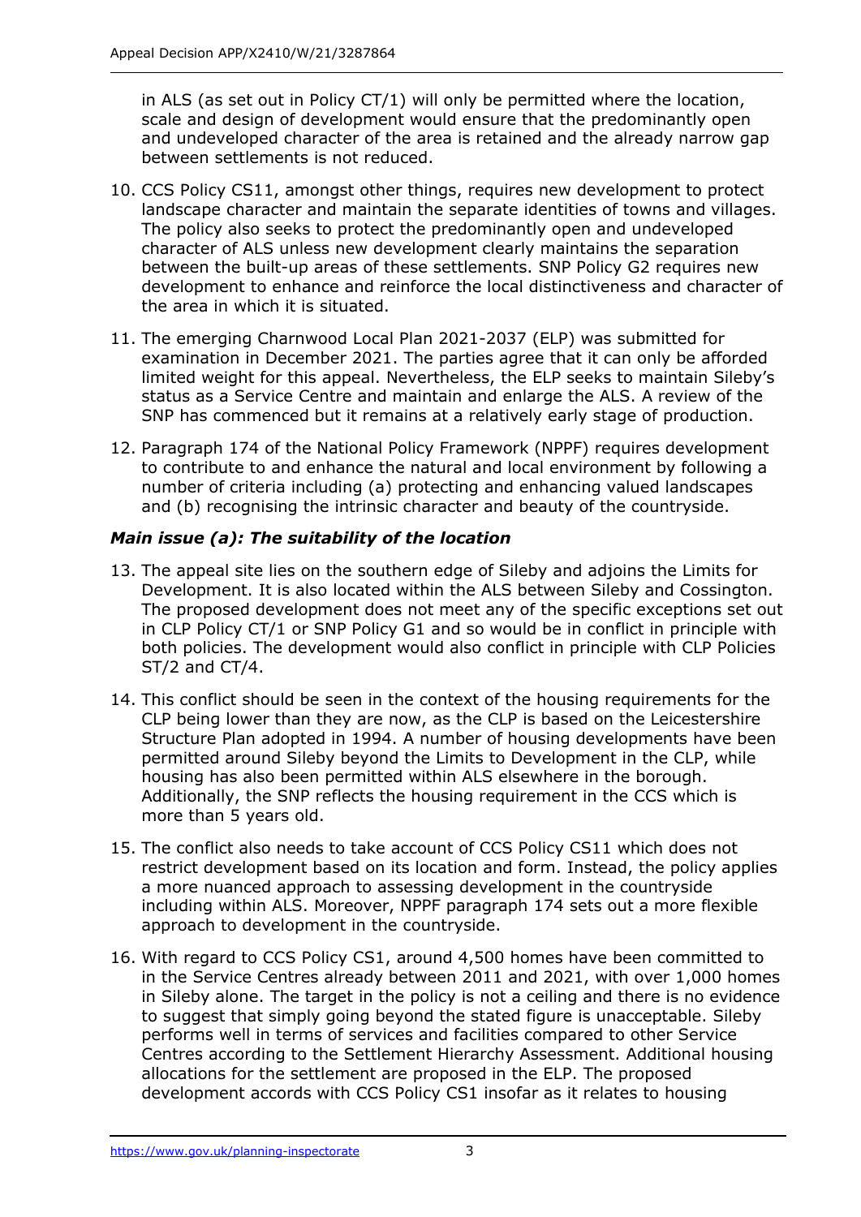in ALS (as set out in Policy CT/1) will only be permitted where the location, scale and design of development would ensure that the predominantly open and undeveloped character of the area is retained and the already narrow gap between settlements is not reduced.

10. CCS Policy CS11, amongst other things, requires new development to protect landscape character and maintain the separate identities of towns and villages. The policy also seeks to protect the predominantly open and undeveloped character of ALS unless new development clearly maintains the separation between the built-up areas of these settlements. SNP Policy G2 requires new development to enhance and reinforce the local distinctiveness and character of the area in which it is situated.

11. The emerging Charnwood Local Plan 2021-2037 (ELP) was submitted for examination in December 2021. The parties agree that it can only be afforded limited weight for this appeal. Nevertheless, the ELP seeks to maintain Sileby's status as a Service Centre and maintain and enlarge the ALS. A review of the SNP has commenced but it remains at a relatively early stage of production.

12. Paragraph 174 of the National Policy Framework (NPPF) requires development to contribute to and enhance the natural and local environment by following a number of criteria including (a) protecting and enhancing valued landscapes and (b) recognising the intrinsic character and beauty of the countryside.

### *Main issue (a): The suitability of the location*

13. The appeal site lies on the southern edge of Sileby and adjoins the Limits for Development. It is also located within the ALS between Sileby and Cossington. The proposed development does not meet any of the specific exceptions set out in CLP Policy CT/1 or SNP Policy G1 and so would be in conflict in principle with both policies. The development would also conflict in principle with CLP Policies ST/2 and CT/4.

14. This conflict should be seen in the context of the housing requirements for the CLP being lower than they are now, as the CLP is based on the Leicestershire Structure Plan adopted in 1994. A number of housing developments have been permitted around Sileby beyond the Limits to Development in the CLP, while housing has also been permitted within ALS elsewhere in the borough. Additionally, the SNP reflects the housing requirement in the CCS which is more than 5 years old.

15. The conflict also needs to take account of CCS Policy CS11 which does not restrict development based on its location and form. Instead, the policy applies a more nuanced approach to assessing development in the countryside including within ALS. Moreover, NPPF paragraph 174 sets out a more flexible approach to development in the countryside.

16. With regard to CCS Policy CS1, around 4,500 homes have been committed to in the Service Centres already between 2011 and 2021, with over 1,000 homes in Sileby alone. The target in the policy is not a ceiling and there is no evidence to suggest that simply going beyond the stated figure is unacceptable. Sileby performs well in terms of services and facilities compared to other Service Centres according to the Settlement Hierarchy Assessment. Additional housing allocations for the settlement are proposed in the ELP. The proposed development accords with CCS Policy CS1 insofar as it relates to housing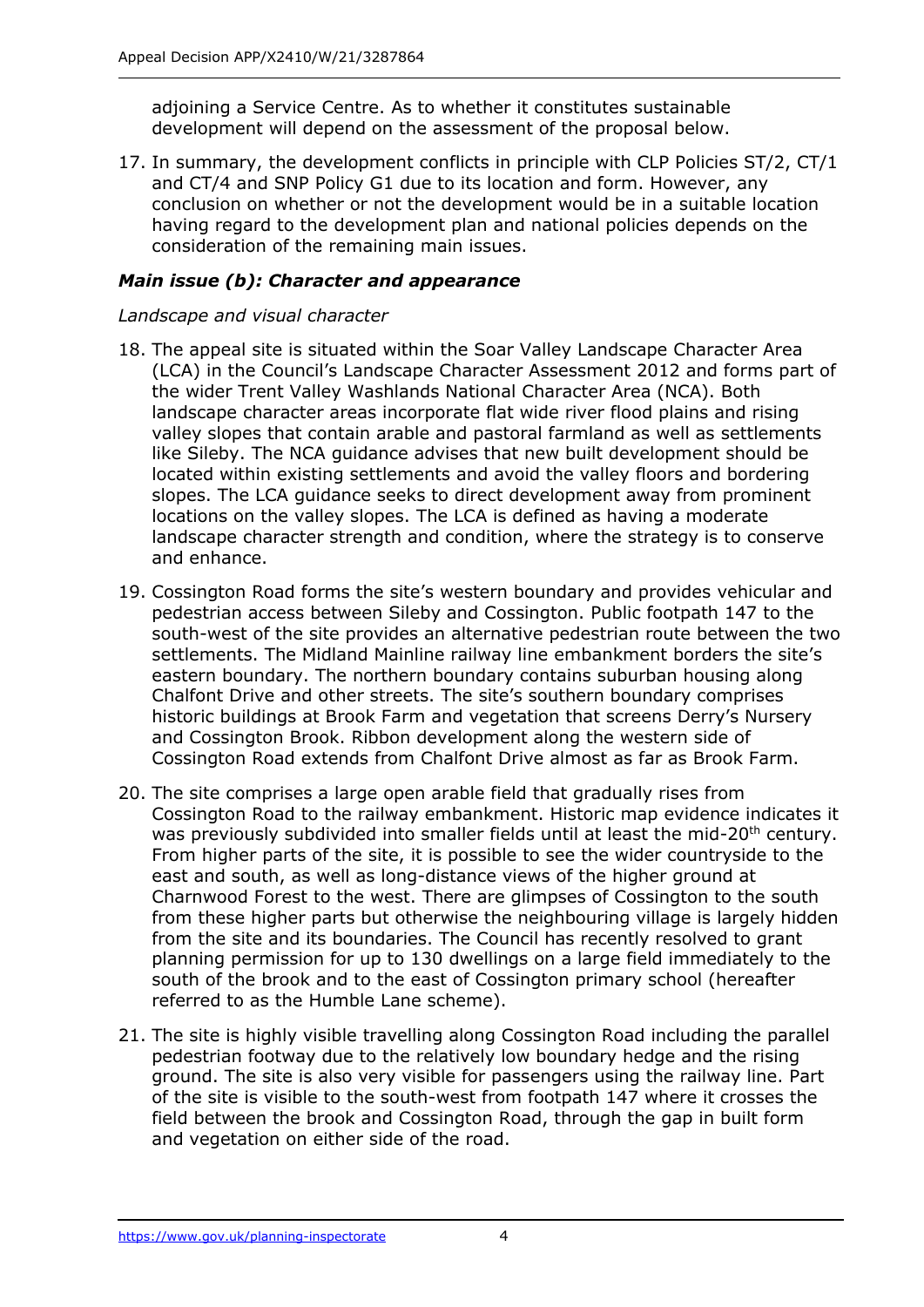adjoining a Service Centre. As to whether it constitutes sustainable development will depend on the assessment of the proposal below.

17. In summary, the development conflicts in principle with CLP Policies ST/2, CT/1 and CT/4 and SNP Policy G1 due to its location and form. However, any conclusion on whether or not the development would be in a suitable location having regard to the development plan and national policies depends on the consideration of the remaining main issues.

### *Main issue (b): Character and appearance*

*Landscape and visual character*

18. The appeal site is situated within the Soar Valley Landscape Character Area (LCA) in the Council's Landscape Character Assessment 2012 and forms part of the wider Trent Valley Washlands National Character Area (NCA). Both landscape character areas incorporate flat wide river flood plains and rising valley slopes that contain arable and pastoral farmland as well as settlements like Sileby. The NCA guidance advises that new built development should be located within existing settlements and avoid the valley floors and bordering slopes. The LCA guidance seeks to direct development away from prominent locations on the valley slopes. The LCA is defined as having a moderate landscape character strength and condition, where the strategy is to conserve and enhance.

19. Cossington Road forms the site's western boundary and provides vehicular and pedestrian access between Sileby and Cossington. Public footpath 147 to the south-west of the site provides an alternative pedestrian route between the two settlements. The Midland Mainline railway line embankment borders the site's eastern boundary. The northern boundary contains suburban housing along Chalfont Drive and other streets. The site's southern boundary comprises historic buildings at Brook Farm and vegetation that screens Derry's Nursery and Cossington Brook. Ribbon development along the western side of Cossington Road extends from Chalfont Drive almost as far as Brook Farm.

20. The site comprises a large open arable field that gradually rises from Cossington Road to the railway embankment. Historic map evidence indicates it was previously subdivided into smaller fields until at least the mid-20th century. From higher parts of the site, it is possible to see the wider countryside to the east and south, as well as long-distance views of the higher ground at Charnwood Forest to the west. There are glimpses of Cossington to the south from these higher parts but otherwise the neighbouring village is largely hidden from the site and its boundaries. The Council has recently resolved to grant planning permission for up to 130 dwellings on a large field immediately to the south of the brook and to the east of Cossington primary school (hereafter referred to as the Humble Lane scheme).

21. The site is highly visible travelling along Cossington Road including the parallel pedestrian footway due to the relatively low boundary hedge and the rising ground. The site is also very visible for passengers using the railway line. Part of the site is visible to the south-west from footpath 147 where it crosses the field between the brook and Cossington Road, through the gap in built form and vegetation on either side of the road.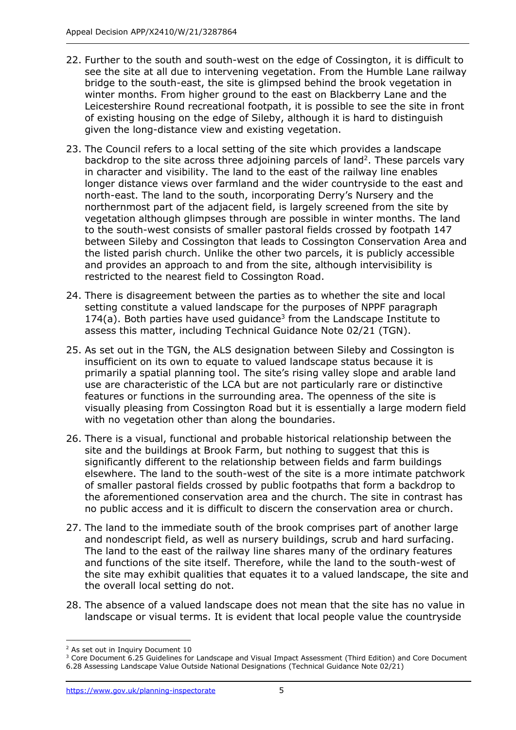22. Further to the south and south-west on the edge of Cossington, it is difficult to see the site at all due to intervening vegetation. From the Humble Lane railway bridge to the south-east, the site is glimpsed behind the brook vegetation in winter months. From higher ground to the east on Blackberry Lane and the Leicestershire Round recreational footpath, it is possible to see the site in front of existing housing on the edge of Sileby, although it is hard to distinguish given the long-distance view and existing vegetation.

23. The Council refers to a local setting of the site which provides a landscape backdrop to the site across three adjoining parcels of land[2]. These parcels vary in character and visibility. The land to the east of the railway line enables longer distance views over farmland and the wider countryside to the east and north-east. The land to the south, incorporating Derry's Nursery and the northernmost part of the adjacent field, is largely screened from the site by vegetation although glimpses through are possible in winter months. The land to the south-west consists of smaller pastoral fields crossed by footpath 147 between Sileby and Cossington that leads to Cossington Conservation Area and the listed parish church. Unlike the other two parcels, it is publicly accessible and provides an approach to and from the site, although intervisibility is restricted to the nearest field to Cossington Road.

24. There is disagreement between the parties as to whether the site and local setting constitute a valued landscape for the purposes of NPPF paragraph 174(a). Both parties have used guidance[3] from the Landscape Institute to assess this matter, including Technical Guidance Note 02/21 (TGN).

25. As set out in the TGN, the ALS designation between Sileby and Cossington is insufficient on its own to equate to valued landscape status because it is primarily a spatial planning tool. The site's rising valley slope and arable land use are characteristic of the LCA but are not particularly rare or distinctive features or functions in the surrounding area. The openness of the site is visually pleasing from Cossington Road but it is essentially a large modern field with no vegetation other than along the boundaries.

26. There is a visual, functional and probable historical relationship between the site and the buildings at Brook Farm, but nothing to suggest that this is significantly different to the relationship between fields and farm buildings elsewhere. The land to the south-west of the site is a more intimate patchwork of smaller pastoral fields crossed by public footpaths that form a backdrop to the aforementioned conservation area and the church. The site in contrast has no public access and it is difficult to discern the conservation area or church.

27. The land to the immediate south of the brook comprises part of another large and nondescript field, as well as nursery buildings, scrub and hard surfacing. The land to the east of the railway line shares many of the ordinary features and functions of the site itself. Therefore, while the land to the south-west of the site may exhibit qualities that equates it to a valued landscape, the site and the overall local setting do not.

28. The absence of a valued landscape does not mean that the site has no value in landscape or visual terms. It is evident that local people value the countryside

---

[2] As set out in Inquiry Document 10

[3] Core Document 6.25 Guidelines for Landscape and Visual Impact Assessment (Third Edition) and Core Document 6.28 Assessing Landscape Value Outside National Designations (Technical Guidance Note 02/21)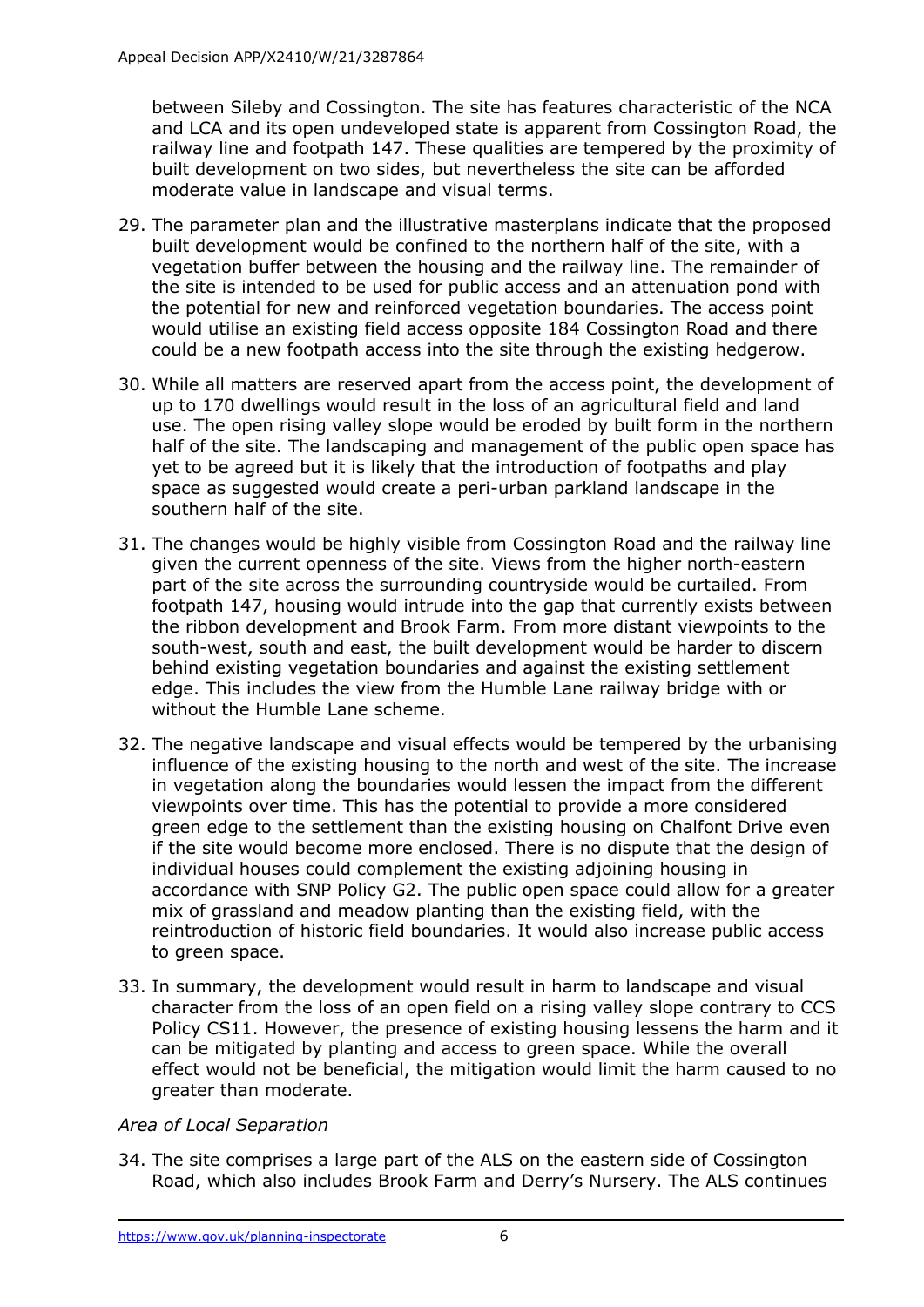between Sileby and Cossington. The site has features characteristic of the NCA and LCA and its open undeveloped state is apparent from Cossington Road, the railway line and footpath 147. These qualities are tempered by the proximity of built development on two sides, but nevertheless the site can be afforded moderate value in landscape and visual terms.

29. The parameter plan and the illustrative masterplans indicate that the proposed built development would be confined to the northern half of the site, with a vegetation buffer between the housing and the railway line. The remainder of the site is intended to be used for public access and an attenuation pond with the potential for new and reinforced vegetation boundaries. The access point would utilise an existing field access opposite 184 Cossington Road and there could be a new footpath access into the site through the existing hedgerow.

30. While all matters are reserved apart from the access point, the development of up to 170 dwellings would result in the loss of an agricultural field and land use. The open rising valley slope would be eroded by built form in the northern half of the site. The landscaping and management of the public open space has yet to be agreed but it is likely that the introduction of footpaths and play space as suggested would create a peri-urban parkland landscape in the southern half of the site.

31. The changes would be highly visible from Cossington Road and the railway line given the current openness of the site. Views from the higher north-eastern part of the site across the surrounding countryside would be curtailed. From footpath 147, housing would intrude into the gap that currently exists between the ribbon development and Brook Farm. From more distant viewpoints to the south-west, south and east, the built development would be harder to discern behind existing vegetation boundaries and against the existing settlement edge. This includes the view from the Humble Lane railway bridge with or without the Humble Lane scheme.

32. The negative landscape and visual effects would be tempered by the urbanising influence of the existing housing to the north and west of the site. The increase in vegetation along the boundaries would lessen the impact from the different viewpoints over time. This has the potential to provide a more considered green edge to the settlement than the existing housing on Chalfont Drive even if the site would become more enclosed. There is no dispute that the design of individual houses could complement the existing adjoining housing in accordance with SNP Policy G2. The public open space could allow for a greater mix of grassland and meadow planting than the existing field, with the reintroduction of historic field boundaries. It would also increase public access to green space.

33. In summary, the development would result in harm to landscape and visual character from the loss of an open field on a rising valley slope contrary to CCS Policy CS11. However, the presence of existing housing lessens the harm and it can be mitigated by planting and access to green space. While the overall effect would not be beneficial, the mitigation would limit the harm caused to no greater than moderate.

*Area of Local Separation*

34. The site comprises a large part of the ALS on the eastern side of Cossington Road, which also includes Brook Farm and Derry's Nursery. The ALS continues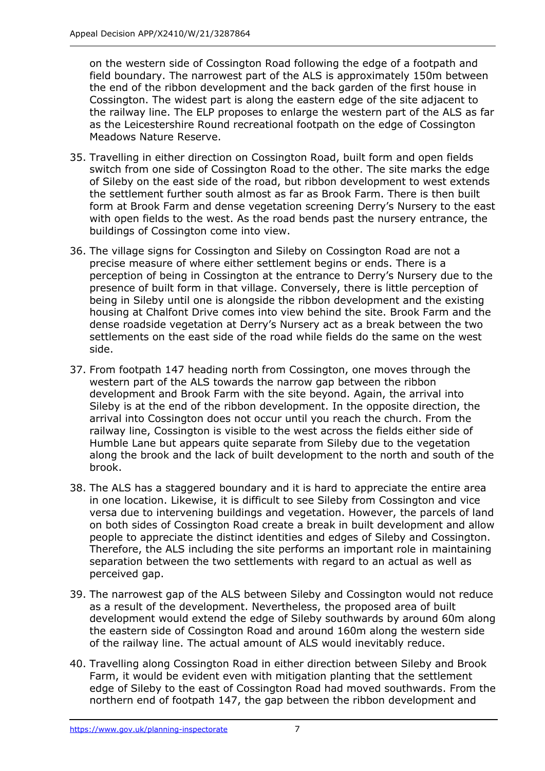on the western side of Cossington Road following the edge of a footpath and field boundary. The narrowest part of the ALS is approximately 150m between the end of the ribbon development and the back garden of the first house in Cossington. The widest part is along the eastern edge of the site adjacent to the railway line. The ELP proposes to enlarge the western part of the ALS as far as the Leicestershire Round recreational footpath on the edge of Cossington Meadows Nature Reserve.

35. Travelling in either direction on Cossington Road, built form and open fields switch from one side of Cossington Road to the other. The site marks the edge of Sileby on the east side of the road, but ribbon development to west extends the settlement further south almost as far as Brook Farm. There is then built form at Brook Farm and dense vegetation screening Derry's Nursery to the east with open fields to the west. As the road bends past the nursery entrance, the buildings of Cossington come into view.

36. The village signs for Cossington and Sileby on Cossington Road are not a precise measure of where either settlement begins or ends. There is a perception of being in Cossington at the entrance to Derry's Nursery due to the presence of built form in that village. Conversely, there is little perception of being in Sileby until one is alongside the ribbon development and the existing housing at Chalfont Drive comes into view behind the site. Brook Farm and the dense roadside vegetation at Derry's Nursery act as a break between the two settlements on the east side of the road while fields do the same on the west side.

37. From footpath 147 heading north from Cossington, one moves through the western part of the ALS towards the narrow gap between the ribbon development and Brook Farm with the site beyond. Again, the arrival into Sileby is at the end of the ribbon development. In the opposite direction, the arrival into Cossington does not occur until you reach the church. From the railway line, Cossington is visible to the west across the fields either side of Humble Lane but appears quite separate from Sileby due to the vegetation along the brook and the lack of built development to the north and south of the brook.

38. The ALS has a staggered boundary and it is hard to appreciate the entire area in one location. Likewise, it is difficult to see Sileby from Cossington and vice versa due to intervening buildings and vegetation. However, the parcels of land on both sides of Cossington Road create a break in built development and allow people to appreciate the distinct identities and edges of Sileby and Cossington. Therefore, the ALS including the site performs an important role in maintaining separation between the two settlements with regard to an actual as well as perceived gap.

39. The narrowest gap of the ALS between Sileby and Cossington would not reduce as a result of the development. Nevertheless, the proposed area of built development would extend the edge of Sileby southwards by around 60m along the eastern side of Cossington Road and around 160m along the western side of the railway line. The actual amount of ALS would inevitably reduce.

40. Travelling along Cossington Road in either direction between Sileby and Brook Farm, it would be evident even with mitigation planting that the settlement edge of Sileby to the east of Cossington Road had moved southwards. From the northern end of footpath 147, the gap between the ribbon development and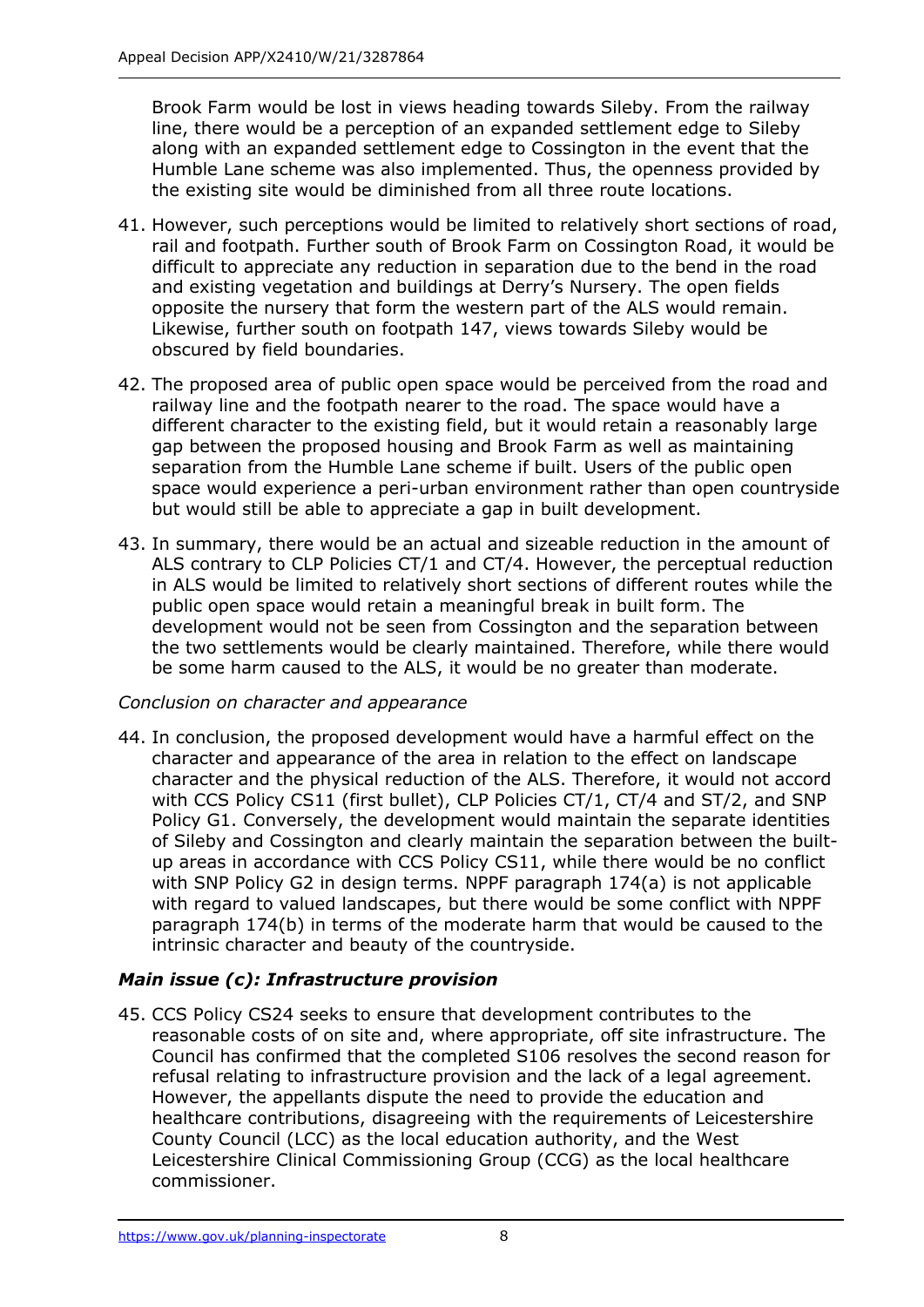Brook Farm would be lost in views heading towards Sileby. From the railway line, there would be a perception of an expanded settlement edge to Sileby along with an expanded settlement edge to Cossington in the event that the Humble Lane scheme was also implemented. Thus, the openness provided by the existing site would be diminished from all three route locations.

41. However, such perceptions would be limited to relatively short sections of road, rail and footpath. Further south of Brook Farm on Cossington Road, it would be difficult to appreciate any reduction in separation due to the bend in the road and existing vegetation and buildings at Derry's Nursery. The open fields opposite the nursery that form the western part of the ALS would remain. Likewise, further south on footpath 147, views towards Sileby would be obscured by field boundaries.

42. The proposed area of public open space would be perceived from the road and railway line and the footpath nearer to the road. The space would have a different character to the existing field, but it would retain a reasonably large gap between the proposed housing and Brook Farm as well as maintaining separation from the Humble Lane scheme if built. Users of the public open space would experience a peri-urban environment rather than open countryside but would still be able to appreciate a gap in built development.

43. In summary, there would be an actual and sizeable reduction in the amount of ALS contrary to CLP Policies CT/1 and CT/4. However, the perceptual reduction in ALS would be limited to relatively short sections of different routes while the public open space would retain a meaningful break in built form. The development would not be seen from Cossington and the separation between the two settlements would be clearly maintained. Therefore, while there would be some harm caused to the ALS, it would be no greater than moderate.

*Conclusion on character and appearance*

44. In conclusion, the proposed development would have a harmful effect on the character and appearance of the area in relation to the effect on landscape character and the physical reduction of the ALS. Therefore, it would not accord with CCS Policy CS11 (first bullet), CLP Policies CT/1, CT/4 and ST/2, and SNP Policy G1. Conversely, the development would maintain the separate identities of Sileby and Cossington and clearly maintain the separation between the built-up areas in accordance with CCS Policy CS11, while there would be no conflict with SNP Policy G2 in design terms. NPPF paragraph 174(a) is not applicable with regard to valued landscapes, but there would be some conflict with NPPF paragraph 174(b) in terms of the moderate harm that would be caused to the intrinsic character and beauty of the countryside.

### *Main issue (c): Infrastructure provision*

45. CCS Policy CS24 seeks to ensure that development contributes to the reasonable costs of on site and, where appropriate, off site infrastructure. The Council has confirmed that the completed S106 resolves the second reason for refusal relating to infrastructure provision and the lack of a legal agreement. However, the appellants dispute the need to provide the education and healthcare contributions, disagreeing with the requirements of Leicestershire County Council (LCC) as the local education authority, and the West Leicestershire Clinical Commissioning Group (CCG) as the local healthcare commissioner.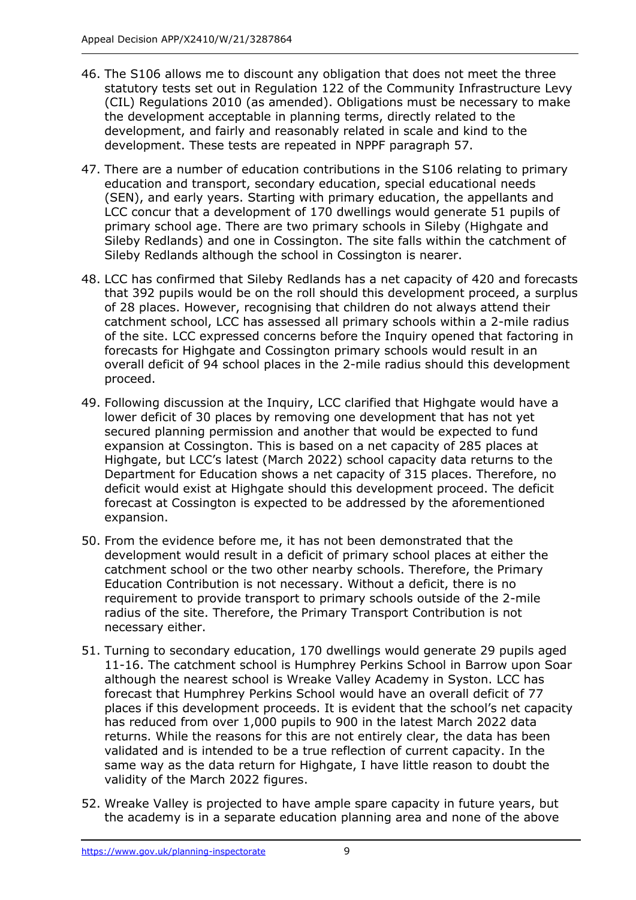46. The S106 allows me to discount any obligation that does not meet the three statutory tests set out in Regulation 122 of the Community Infrastructure Levy (CIL) Regulations 2010 (as amended). Obligations must be necessary to make the development acceptable in planning terms, directly related to the development, and fairly and reasonably related in scale and kind to the development. These tests are repeated in NPPF paragraph 57.

47. There are a number of education contributions in the S106 relating to primary education and transport, secondary education, special educational needs (SEN), and early years. Starting with primary education, the appellants and LCC concur that a development of 170 dwellings would generate 51 pupils of primary school age. There are two primary schools in Sileby (Highgate and Sileby Redlands) and one in Cossington. The site falls within the catchment of Sileby Redlands although the school in Cossington is nearer.

48. LCC has confirmed that Sileby Redlands has a net capacity of 420 and forecasts that 392 pupils would be on the roll should this development proceed, a surplus of 28 places. However, recognising that children do not always attend their catchment school, LCC has assessed all primary schools within a 2-mile radius of the site. LCC expressed concerns before the Inquiry opened that factoring in forecasts for Highgate and Cossington primary schools would result in an overall deficit of 94 school places in the 2-mile radius should this development proceed.

49. Following discussion at the Inquiry, LCC clarified that Highgate would have a lower deficit of 30 places by removing one development that has not yet secured planning permission and another that would be expected to fund expansion at Cossington. This is based on a net capacity of 285 places at Highgate, but LCC's latest (March 2022) school capacity data returns to the Department for Education shows a net capacity of 315 places. Therefore, no deficit would exist at Highgate should this development proceed. The deficit forecast at Cossington is expected to be addressed by the aforementioned expansion.

50. From the evidence before me, it has not been demonstrated that the development would result in a deficit of primary school places at either the catchment school or the two other nearby schools. Therefore, the Primary Education Contribution is not necessary. Without a deficit, there is no requirement to provide transport to primary schools outside of the 2-mile radius of the site. Therefore, the Primary Transport Contribution is not necessary either.

51. Turning to secondary education, 170 dwellings would generate 29 pupils aged 11-16. The catchment school is Humphrey Perkins School in Barrow upon Soar although the nearest school is Wreake Valley Academy in Syston. LCC has forecast that Humphrey Perkins School would have an overall deficit of 77 places if this development proceeds. It is evident that the school's net capacity has reduced from over 1,000 pupils to 900 in the latest March 2022 data returns. While the reasons for this are not entirely clear, the data has been validated and is intended to be a true reflection of current capacity. In the same way as the data return for Highgate, I have little reason to doubt the validity of the March 2022 figures.

52. Wreake Valley is projected to have ample spare capacity in future years, but the academy is in a separate education planning area and none of the above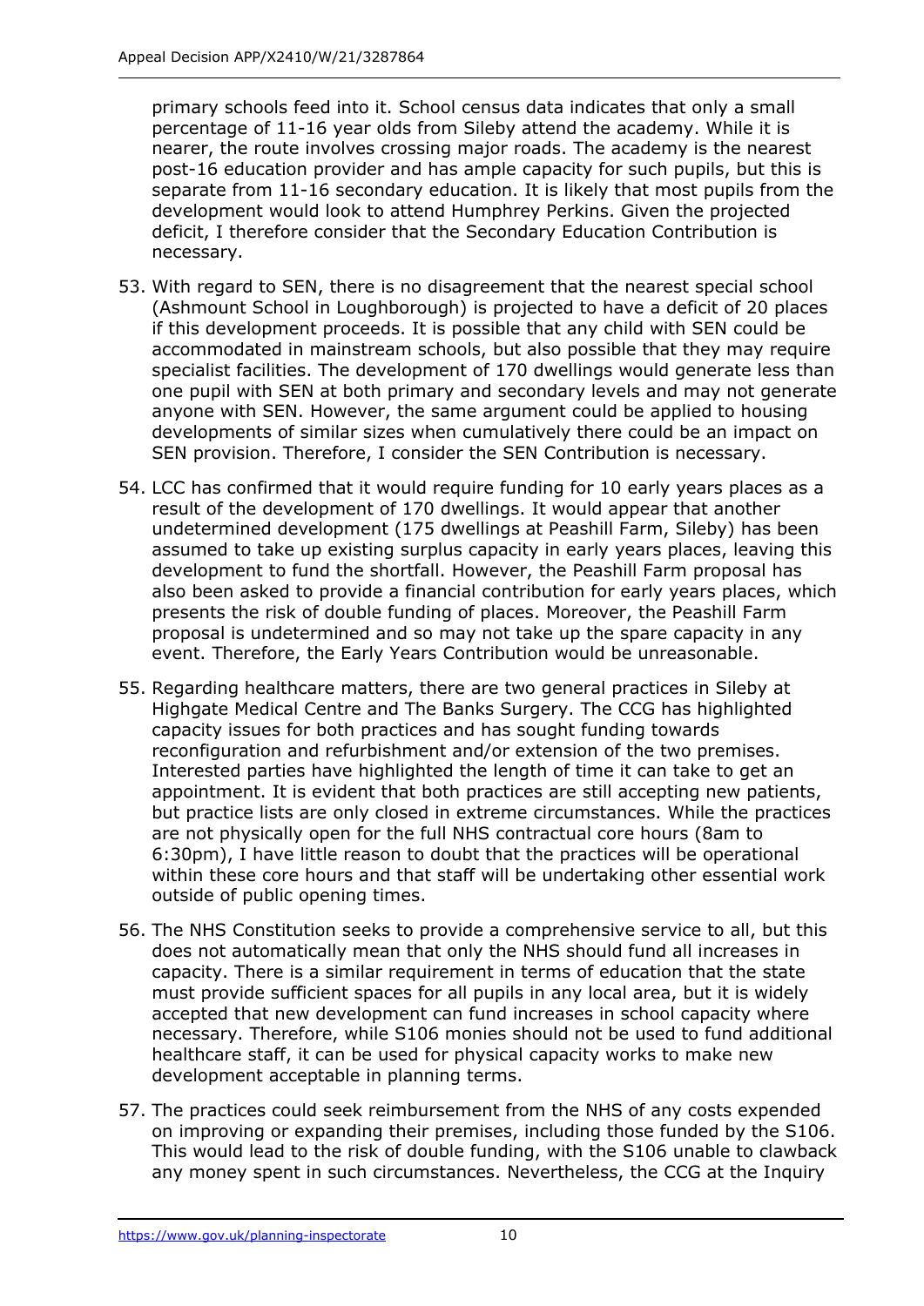primary schools feed into it. School census data indicates that only a small percentage of 11-16 year olds from Sileby attend the academy. While it is nearer, the route involves crossing major roads. The academy is the nearest post-16 education provider and has ample capacity for such pupils, but this is separate from 11-16 secondary education. It is likely that most pupils from the development would look to attend Humphrey Perkins. Given the projected deficit, I therefore consider that the Secondary Education Contribution is necessary.

53. With regard to SEN, there is no disagreement that the nearest special school (Ashmount School in Loughborough) is projected to have a deficit of 20 places if this development proceeds. It is possible that any child with SEN could be accommodated in mainstream schools, but also possible that they may require specialist facilities. The development of 170 dwellings would generate less than one pupil with SEN at both primary and secondary levels and may not generate anyone with SEN. However, the same argument could be applied to housing developments of similar sizes when cumulatively there could be an impact on SEN provision. Therefore, I consider the SEN Contribution is necessary.

54. LCC has confirmed that it would require funding for 10 early years places as a result of the development of 170 dwellings. It would appear that another undetermined development (175 dwellings at Peashill Farm, Sileby) has been assumed to take up existing surplus capacity in early years places, leaving this development to fund the shortfall. However, the Peashill Farm proposal has also been asked to provide a financial contribution for early years places, which presents the risk of double funding of places. Moreover, the Peashill Farm proposal is undetermined and so may not take up the spare capacity in any event. Therefore, the Early Years Contribution would be unreasonable.

55. Regarding healthcare matters, there are two general practices in Sileby at Highgate Medical Centre and The Banks Surgery. The CCG has highlighted capacity issues for both practices and has sought funding towards reconfiguration and refurbishment and/or extension of the two premises. Interested parties have highlighted the length of time it can take to get an appointment. It is evident that both practices are still accepting new patients, but practice lists are only closed in extreme circumstances. While the practices are not physically open for the full NHS contractual core hours (8am to 6:30pm), I have little reason to doubt that the practices will be operational within these core hours and that staff will be undertaking other essential work outside of public opening times.

56. The NHS Constitution seeks to provide a comprehensive service to all, but this does not automatically mean that only the NHS should fund all increases in capacity. There is a similar requirement in terms of education that the state must provide sufficient spaces for all pupils in any local area, but it is widely accepted that new development can fund increases in school capacity where necessary. Therefore, while S106 monies should not be used to fund additional healthcare staff, it can be used for physical capacity works to make new development acceptable in planning terms.

57. The practices could seek reimbursement from the NHS of any costs expended on improving or expanding their premises, including those funded by the S106. This would lead to the risk of double funding, with the S106 unable to clawback any money spent in such circumstances. Nevertheless, the CCG at the Inquiry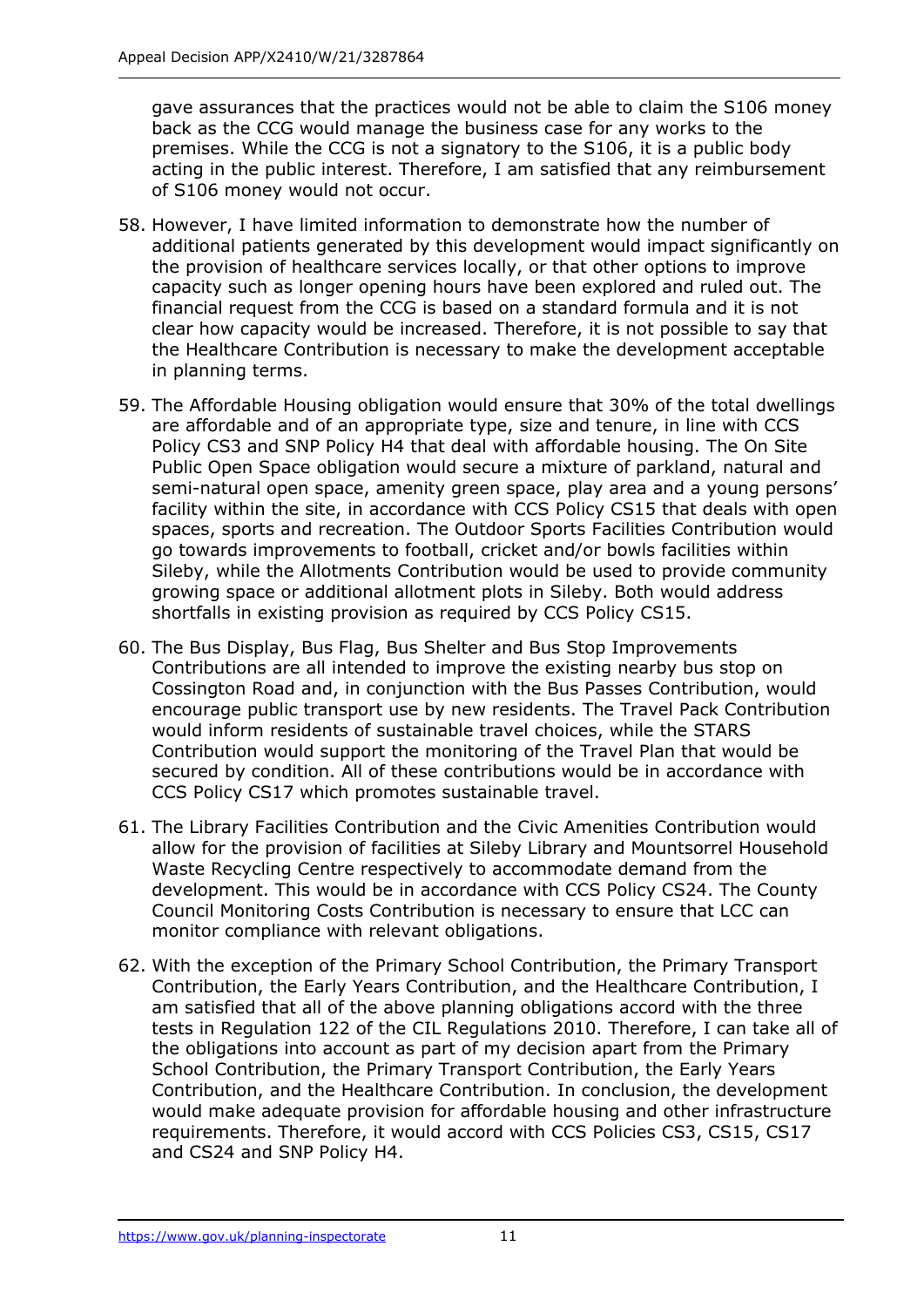gave assurances that the practices would not be able to claim the S106 money back as the CCG would manage the business case for any works to the premises. While the CCG is not a signatory to the S106, it is a public body acting in the public interest. Therefore, I am satisfied that any reimbursement of S106 money would not occur.

58. However, I have limited information to demonstrate how the number of additional patients generated by this development would impact significantly on the provision of healthcare services locally, or that other options to improve capacity such as longer opening hours have been explored and ruled out. The financial request from the CCG is based on a standard formula and it is not clear how capacity would be increased. Therefore, it is not possible to say that the Healthcare Contribution is necessary to make the development acceptable in planning terms.

59. The Affordable Housing obligation would ensure that 30% of the total dwellings are affordable and of an appropriate type, size and tenure, in line with CCS Policy CS3 and SNP Policy H4 that deal with affordable housing. The On Site Public Open Space obligation would secure a mixture of parkland, natural and semi-natural open space, amenity green space, play area and a young persons' facility within the site, in accordance with CCS Policy CS15 that deals with open spaces, sports and recreation. The Outdoor Sports Facilities Contribution would go towards improvements to football, cricket and/or bowls facilities within Sileby, while the Allotments Contribution would be used to provide community growing space or additional allotment plots in Sileby. Both would address shortfalls in existing provision as required by CCS Policy CS15.

60. The Bus Display, Bus Flag, Bus Shelter and Bus Stop Improvements Contributions are all intended to improve the existing nearby bus stop on Cossington Road and, in conjunction with the Bus Passes Contribution, would encourage public transport use by new residents. The Travel Pack Contribution would inform residents of sustainable travel choices, while the STARS Contribution would support the monitoring of the Travel Plan that would be secured by condition. All of these contributions would be in accordance with CCS Policy CS17 which promotes sustainable travel.

61. The Library Facilities Contribution and the Civic Amenities Contribution would allow for the provision of facilities at Sileby Library and Mountsorrel Household Waste Recycling Centre respectively to accommodate demand from the development. This would be in accordance with CCS Policy CS24. The County Council Monitoring Costs Contribution is necessary to ensure that LCC can monitor compliance with relevant obligations.

62. With the exception of the Primary School Contribution, the Primary Transport Contribution, the Early Years Contribution, and the Healthcare Contribution, I am satisfied that all of the above planning obligations accord with the three tests in Regulation 122 of the CIL Regulations 2010. Therefore, I can take all of the obligations into account as part of my decision apart from the Primary School Contribution, the Primary Transport Contribution, the Early Years Contribution, and the Healthcare Contribution. In conclusion, the development would make adequate provision for affordable housing and other infrastructure requirements. Therefore, it would accord with CCS Policies CS3, CS15, CS17 and CS24 and SNP Policy H4.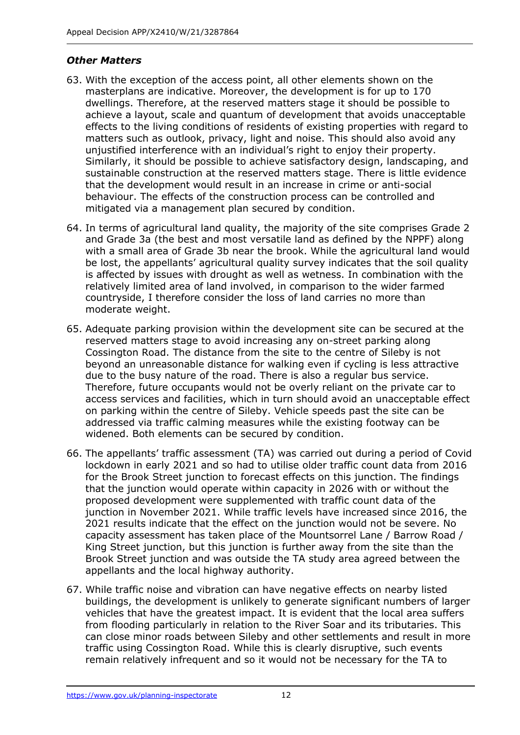### *Other Matters*

63. With the exception of the access point, all other elements shown on the masterplans are indicative. Moreover, the development is for up to 170 dwellings. Therefore, at the reserved matters stage it should be possible to achieve a layout, scale and quantum of development that avoids unacceptable effects to the living conditions of residents of existing properties with regard to matters such as outlook, privacy, light and noise. This should also avoid any unjustified interference with an individual's right to enjoy their property. Similarly, it should be possible to achieve satisfactory design, landscaping, and sustainable construction at the reserved matters stage. There is little evidence that the development would result in an increase in crime or anti-social behaviour. The effects of the construction process can be controlled and mitigated via a management plan secured by condition.

64. In terms of agricultural land quality, the majority of the site comprises Grade 2 and Grade 3a (the best and most versatile land as defined by the NPPF) along with a small area of Grade 3b near the brook. While the agricultural land would be lost, the appellants' agricultural quality survey indicates that the soil quality is affected by issues with drought as well as wetness. In combination with the relatively limited area of land involved, in comparison to the wider farmed countryside, I therefore consider the loss of land carries no more than moderate weight.

65. Adequate parking provision within the development site can be secured at the reserved matters stage to avoid increasing any on-street parking along Cossington Road. The distance from the site to the centre of Sileby is not beyond an unreasonable distance for walking even if cycling is less attractive due to the busy nature of the road. There is also a regular bus service. Therefore, future occupants would not be overly reliant on the private car to access services and facilities, which in turn should avoid an unacceptable effect on parking within the centre of Sileby. Vehicle speeds past the site can be addressed via traffic calming measures while the existing footway can be widened. Both elements can be secured by condition.

66. The appellants' traffic assessment (TA) was carried out during a period of Covid lockdown in early 2021 and so had to utilise older traffic count data from 2016 for the Brook Street junction to forecast effects on this junction. The findings that the junction would operate within capacity in 2026 with or without the proposed development were supplemented with traffic count data of the junction in November 2021. While traffic levels have increased since 2016, the 2021 results indicate that the effect on the junction would not be severe. No capacity assessment has taken place of the Mountsorrel Lane / Barrow Road / King Street junction, but this junction is further away from the site than the Brook Street junction and was outside the TA study area agreed between the appellants and the local highway authority.

67. While traffic noise and vibration can have negative effects on nearby listed buildings, the development is unlikely to generate significant numbers of larger vehicles that have the greatest impact. It is evident that the local area suffers from flooding particularly in relation to the River Soar and its tributaries. This can close minor roads between Sileby and other settlements and result in more traffic using Cossington Road. While this is clearly disruptive, such events remain relatively infrequent and so it would not be necessary for the TA to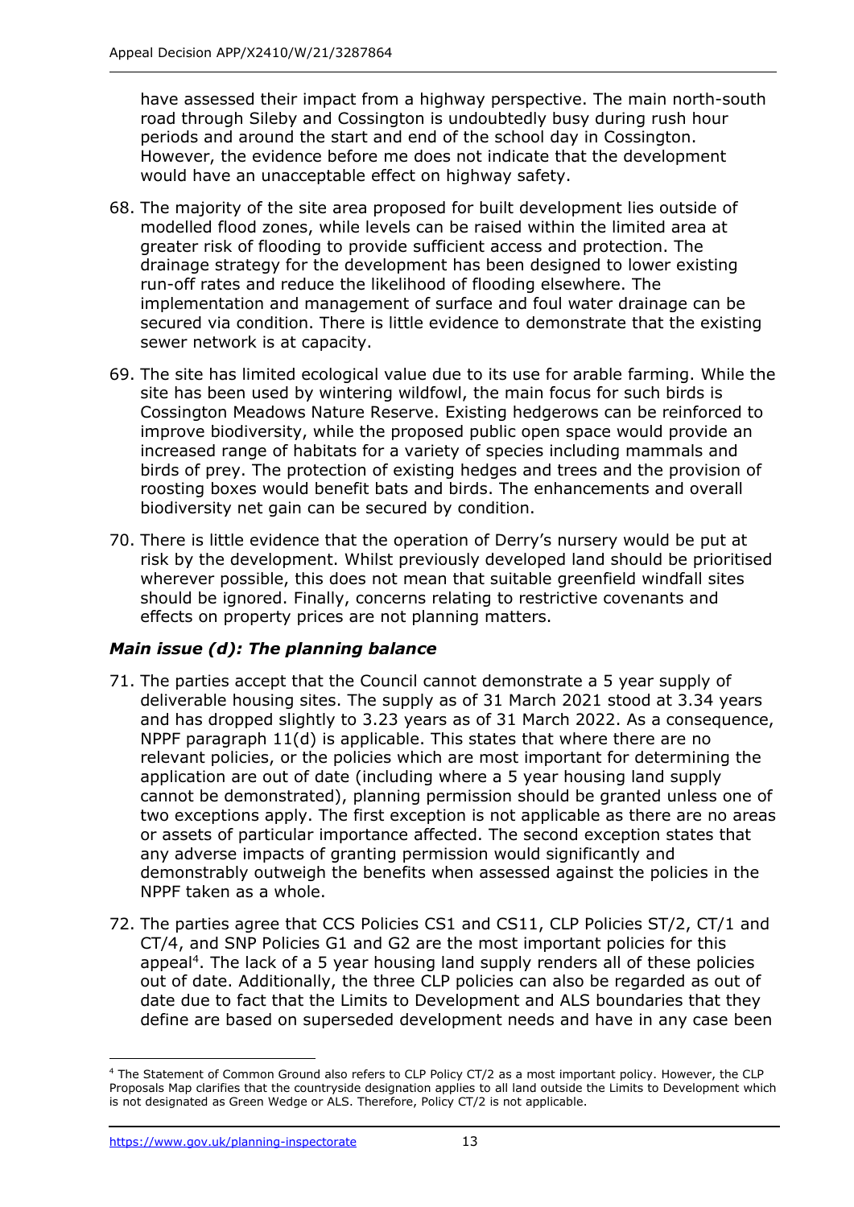have assessed their impact from a highway perspective. The main north-south road through Sileby and Cossington is undoubtedly busy during rush hour periods and around the start and end of the school day in Cossington. However, the evidence before me does not indicate that the development would have an unacceptable effect on highway safety.

68. The majority of the site area proposed for built development lies outside of modelled flood zones, while levels can be raised within the limited area at greater risk of flooding to provide sufficient access and protection. The drainage strategy for the development has been designed to lower existing run-off rates and reduce the likelihood of flooding elsewhere. The implementation and management of surface and foul water drainage can be secured via condition. There is little evidence to demonstrate that the existing sewer network is at capacity.

69. The site has limited ecological value due to its use for arable farming. While the site has been used by wintering wildfowl, the main focus for such birds is Cossington Meadows Nature Reserve. Existing hedgerows can be reinforced to improve biodiversity, while the proposed public open space would provide an increased range of habitats for a variety of species including mammals and birds of prey. The protection of existing hedges and trees and the provision of roosting boxes would benefit bats and birds. The enhancements and overall biodiversity net gain can be secured by condition.

70. There is little evidence that the operation of Derry's nursery would be put at risk by the development. Whilst previously developed land should be prioritised wherever possible, this does not mean that suitable greenfield windfall sites should be ignored. Finally, concerns relating to restrictive covenants and effects on property prices are not planning matters.

### *Main issue (d): The planning balance*

71. The parties accept that the Council cannot demonstrate a 5 year supply of deliverable housing sites. The supply as of 31 March 2021 stood at 3.34 years and has dropped slightly to 3.23 years as of 31 March 2022. As a consequence, NPPF paragraph 11(d) is applicable. This states that where there are no relevant policies, or the policies which are most important for determining the application are out of date (including where a 5 year housing land supply cannot be demonstrated), planning permission should be granted unless one of two exceptions apply. The first exception is not applicable as there are no areas or assets of particular importance affected. The second exception states that any adverse impacts of granting permission would significantly and demonstrably outweigh the benefits when assessed against the policies in the NPPF taken as a whole.

72. The parties agree that CCS Policies CS1 and CS11, CLP Policies ST/2, CT/1 and CT/4, and SNP Policies G1 and G2 are the most important policies for this appeal[4]. The lack of a 5 year housing land supply renders all of these policies out of date. Additionally, the three CLP policies can also be regarded as out of date due to fact that the Limits to Development and ALS boundaries that they define are based on superseded development needs and have in any case been

[4] The Statement of Common Ground also refers to CLP Policy CT/2 as a most important policy. However, the CLP Proposals Map clarifies that the countryside designation applies to all land outside the Limits to Development which is not designated as Green Wedge or ALS. Therefore, Policy CT/2 is not applicable.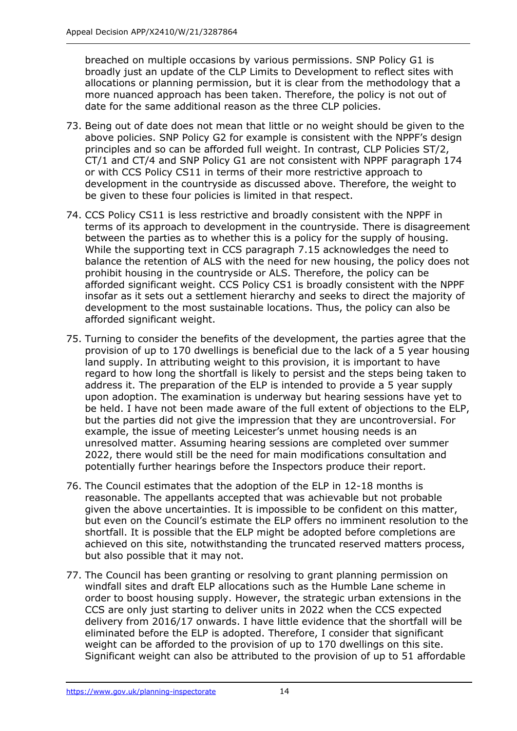breached on multiple occasions by various permissions. SNP Policy G1 is broadly just an update of the CLP Limits to Development to reflect sites with allocations or planning permission, but it is clear from the methodology that a more nuanced approach has been taken. Therefore, the policy is not out of date for the same additional reason as the three CLP policies.

73. Being out of date does not mean that little or no weight should be given to the above policies. SNP Policy G2 for example is consistent with the NPPF's design principles and so can be afforded full weight. In contrast, CLP Policies ST/2, CT/1 and CT/4 and SNP Policy G1 are not consistent with NPPF paragraph 174 or with CCS Policy CS11 in terms of their more restrictive approach to development in the countryside as discussed above. Therefore, the weight to be given to these four policies is limited in that respect.

74. CCS Policy CS11 is less restrictive and broadly consistent with the NPPF in terms of its approach to development in the countryside. There is disagreement between the parties as to whether this is a policy for the supply of housing. While the supporting text in CCS paragraph 7.15 acknowledges the need to balance the retention of ALS with the need for new housing, the policy does not prohibit housing in the countryside or ALS. Therefore, the policy can be afforded significant weight. CCS Policy CS1 is broadly consistent with the NPPF insofar as it sets out a settlement hierarchy and seeks to direct the majority of development to the most sustainable locations. Thus, the policy can also be afforded significant weight.

75. Turning to consider the benefits of the development, the parties agree that the provision of up to 170 dwellings is beneficial due to the lack of a 5 year housing land supply. In attributing weight to this provision, it is important to have regard to how long the shortfall is likely to persist and the steps being taken to address it. The preparation of the ELP is intended to provide a 5 year supply upon adoption. The examination is underway but hearing sessions have yet to be held. I have not been made aware of the full extent of objections to the ELP, but the parties did not give the impression that they are uncontroversial. For example, the issue of meeting Leicester's unmet housing needs is an unresolved matter. Assuming hearing sessions are completed over summer 2022, there would still be the need for main modifications consultation and potentially further hearings before the Inspectors produce their report.

76. The Council estimates that the adoption of the ELP in 12-18 months is reasonable. The appellants accepted that was achievable but not probable given the above uncertainties. It is impossible to be confident on this matter, but even on the Council's estimate the ELP offers no imminent resolution to the shortfall. It is possible that the ELP might be adopted before completions are achieved on this site, notwithstanding the truncated reserved matters process, but also possible that it may not.

77. The Council has been granting or resolving to grant planning permission on windfall sites and draft ELP allocations such as the Humble Lane scheme in order to boost housing supply. However, the strategic urban extensions in the CCS are only just starting to deliver units in 2022 when the CCS expected delivery from 2016/17 onwards. I have little evidence that the shortfall will be eliminated before the ELP is adopted. Therefore, I consider that significant weight can be afforded to the provision of up to 170 dwellings on this site. Significant weight can also be attributed to the provision of up to 51 affordable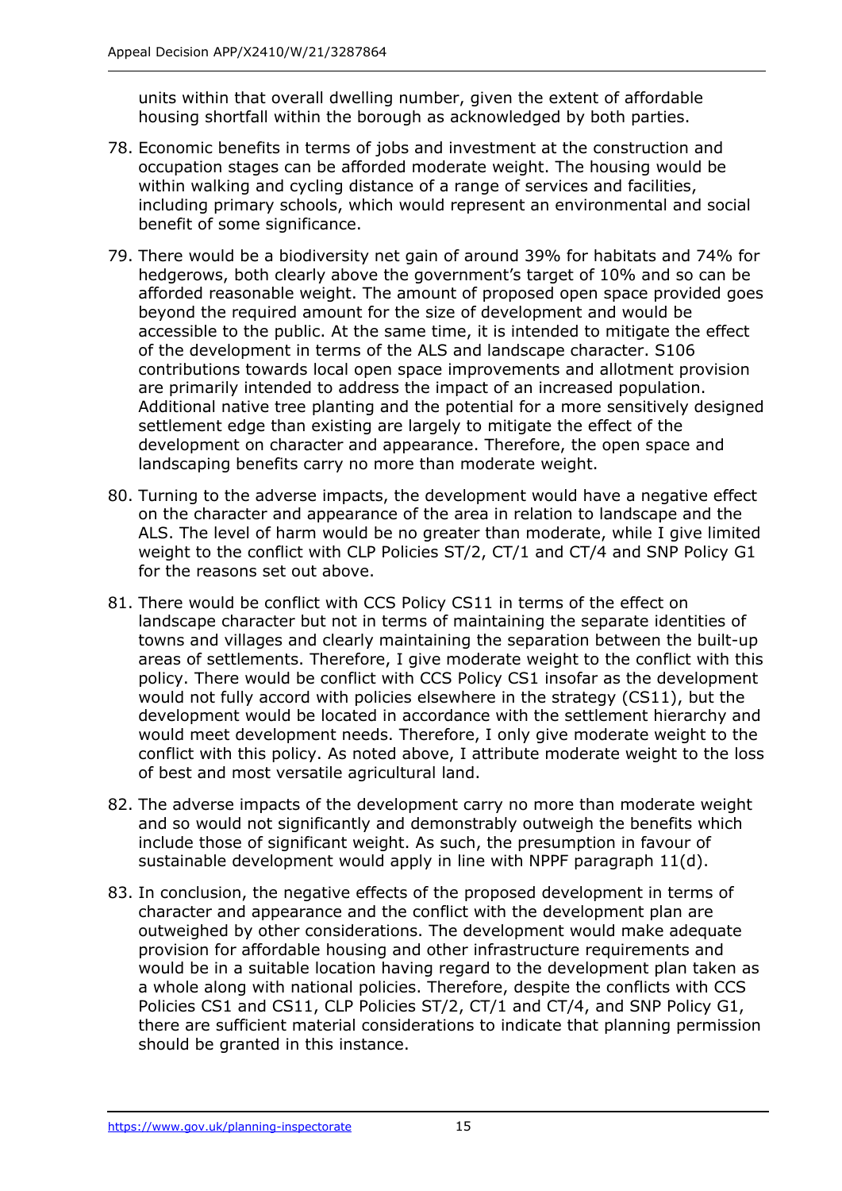units within that overall dwelling number, given the extent of affordable housing shortfall within the borough as acknowledged by both parties.

78. Economic benefits in terms of jobs and investment at the construction and occupation stages can be afforded moderate weight. The housing would be within walking and cycling distance of a range of services and facilities, including primary schools, which would represent an environmental and social benefit of some significance.

79. There would be a biodiversity net gain of around 39% for habitats and 74% for hedgerows, both clearly above the government's target of 10% and so can be afforded reasonable weight. The amount of proposed open space provided goes beyond the required amount for the size of development and would be accessible to the public. At the same time, it is intended to mitigate the effect of the development in terms of the ALS and landscape character. S106 contributions towards local open space improvements and allotment provision are primarily intended to address the impact of an increased population. Additional native tree planting and the potential for a more sensitively designed settlement edge than existing are largely to mitigate the effect of the development on character and appearance. Therefore, the open space and landscaping benefits carry no more than moderate weight.

80. Turning to the adverse impacts, the development would have a negative effect on the character and appearance of the area in relation to landscape and the ALS. The level of harm would be no greater than moderate, while I give limited weight to the conflict with CLP Policies ST/2, CT/1 and CT/4 and SNP Policy G1 for the reasons set out above.

81. There would be conflict with CCS Policy CS11 in terms of the effect on landscape character but not in terms of maintaining the separate identities of towns and villages and clearly maintaining the separation between the built-up areas of settlements. Therefore, I give moderate weight to the conflict with this policy. There would be conflict with CCS Policy CS1 insofar as the development would not fully accord with policies elsewhere in the strategy (CS11), but the development would be located in accordance with the settlement hierarchy and would meet development needs. Therefore, I only give moderate weight to the conflict with this policy. As noted above, I attribute moderate weight to the loss of best and most versatile agricultural land.

82. The adverse impacts of the development carry no more than moderate weight and so would not significantly and demonstrably outweigh the benefits which include those of significant weight. As such, the presumption in favour of sustainable development would apply in line with NPPF paragraph 11(d).

83. In conclusion, the negative effects of the proposed development in terms of character and appearance and the conflict with the development plan are outweighed by other considerations. The development would make adequate provision for affordable housing and other infrastructure requirements and would be in a suitable location having regard to the development plan taken as a whole along with national policies. Therefore, despite the conflicts with CCS Policies CS1 and CS11, CLP Policies ST/2, CT/1 and CT/4, and SNP Policy G1, there are sufficient material considerations to indicate that planning permission should be granted in this instance.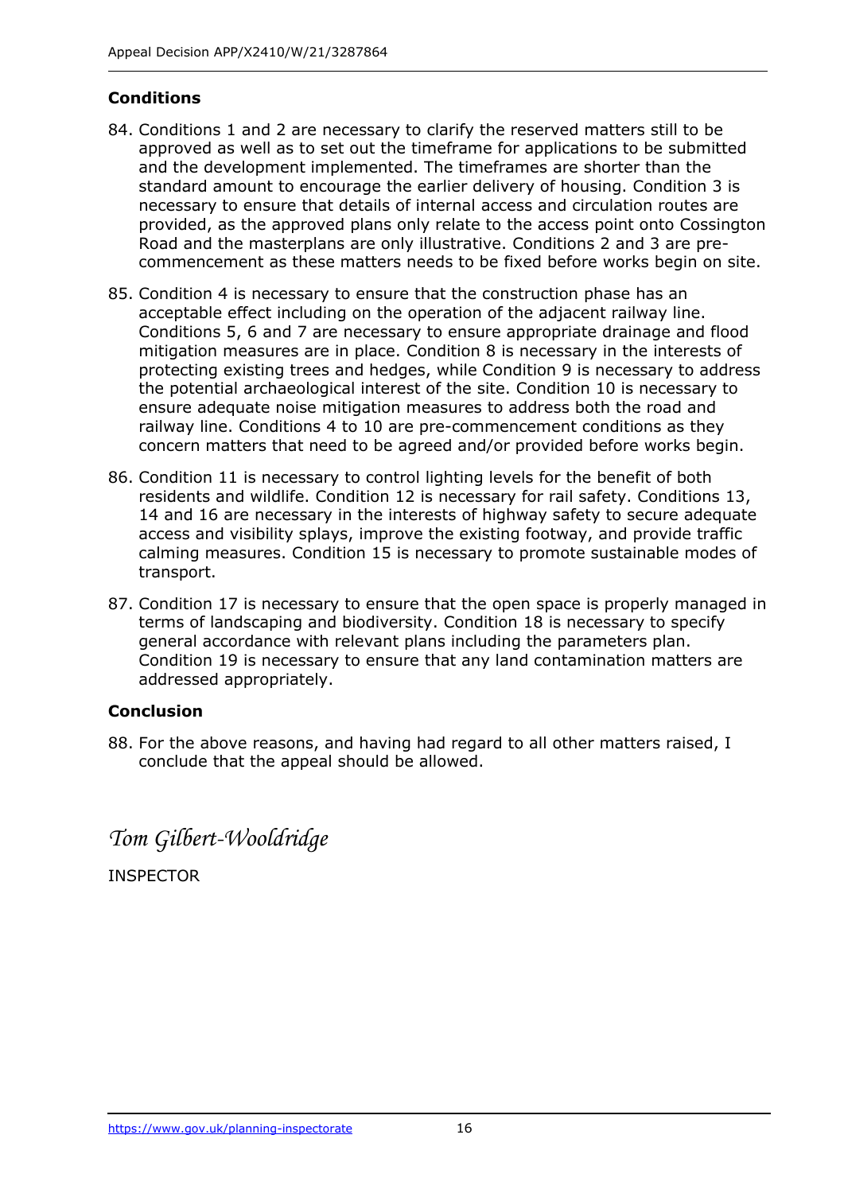## Conditions

84. Conditions 1 and 2 are necessary to clarify the reserved matters still to be approved as well as to set out the timeframe for applications to be submitted and the development implemented. The timeframes are shorter than the standard amount to encourage the earlier delivery of housing. Condition 3 is necessary to ensure that details of internal access and circulation routes are provided, as the approved plans only relate to the access point onto Cossington Road and the masterplans are only illustrative. Conditions 2 and 3 are pre-commencement as these matters needs to be fixed before works begin on site.

85. Condition 4 is necessary to ensure that the construction phase has an acceptable effect including on the operation of the adjacent railway line. Conditions 5, 6 and 7 are necessary to ensure appropriate drainage and flood mitigation measures are in place. Condition 8 is necessary in the interests of protecting existing trees and hedges, while Condition 9 is necessary to address the potential archaeological interest of the site. Condition 10 is necessary to ensure adequate noise mitigation measures to address both the road and railway line. Conditions 4 to 10 are pre-commencement conditions as they concern matters that need to be agreed and/or provided before works begin.

86. Condition 11 is necessary to control lighting levels for the benefit of both residents and wildlife. Condition 12 is necessary for rail safety. Conditions 13, 14 and 16 are necessary in the interests of highway safety to secure adequate access and visibility splays, improve the existing footway, and provide traffic calming measures. Condition 15 is necessary to promote sustainable modes of transport.

87. Condition 17 is necessary to ensure that the open space is properly managed in terms of landscaping and biodiversity. Condition 18 is necessary to specify general accordance with relevant plans including the parameters plan. Condition 19 is necessary to ensure that any land contamination matters are addressed appropriately.

## Conclusion

88. For the above reasons, and having had regard to all other matters raised, I conclude that the appeal should be allowed.

*Tom Gilbert-Wooldridge*

INSPECTOR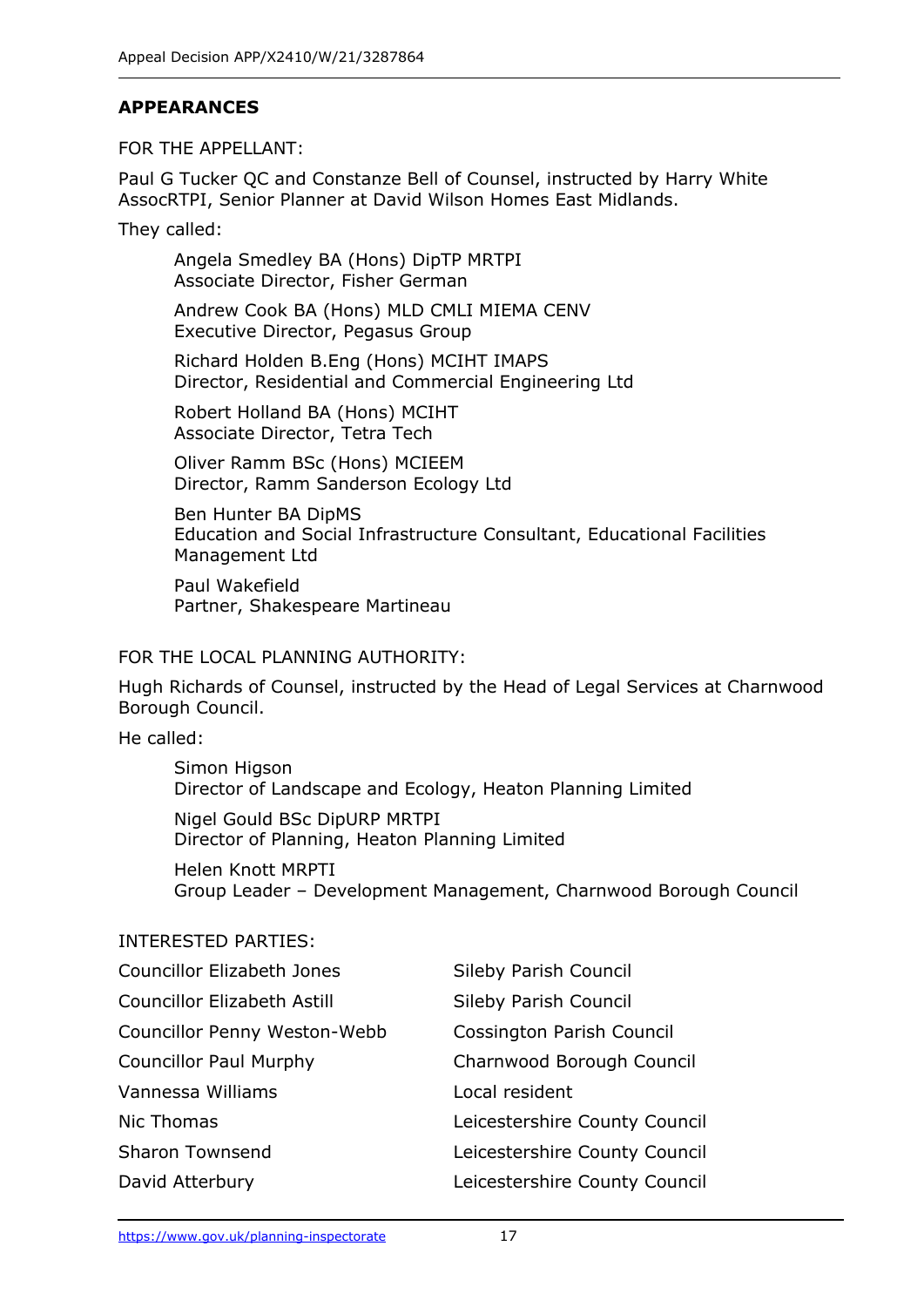## APPEARANCES

FOR THE APPELLANT:

Paul G Tucker QC and Constanze Bell of Counsel, instructed by Harry White AssocRTPI, Senior Planner at David Wilson Homes East Midlands.

They called:

> Angela Smedley BA (Hons) DipTP MRTPI
> Associate Director, Fisher German
>
> Andrew Cook BA (Hons) MLD CMLI MIEMA CENV
> Executive Director, Pegasus Group
>
> Richard Holden B.Eng (Hons) MCIHT IMAPS
> Director, Residential and Commercial Engineering Ltd
>
> Robert Holland BA (Hons) MCIHT
> Associate Director, Tetra Tech
>
> Oliver Ramm BSc (Hons) MCIEEM
> Director, Ramm Sanderson Ecology Ltd
>
> Ben Hunter BA DipMS
> Education and Social Infrastructure Consultant, Educational Facilities Management Ltd
>
> Paul Wakefield
> Partner, Shakespeare Martineau

FOR THE LOCAL PLANNING AUTHORITY:

Hugh Richards of Counsel, instructed by the Head of Legal Services at Charnwood Borough Council.

He called:

> Simon Higson
> Director of Landscape and Ecology, Heaton Planning Limited
>
> Nigel Gould BSc DipURP MRTPI
> Director of Planning, Heaton Planning Limited
>
> Helen Knott MRPTI
> Group Leader – Development Management, Charnwood Borough Council

INTERESTED PARTIES:

| | |
|---|---|
| Councillor Elizabeth Jones | Sileby Parish Council |
| Councillor Elizabeth Astill | Sileby Parish Council |
| Councillor Penny Weston-Webb | Cossington Parish Council |
| Councillor Paul Murphy | Charnwood Borough Council |
| Vannessa Williams | Local resident |
| Nic Thomas | Leicestershire County Council |
| Sharon Townsend | Leicestershire County Council |
| David Atterbury | Leicestershire County Council |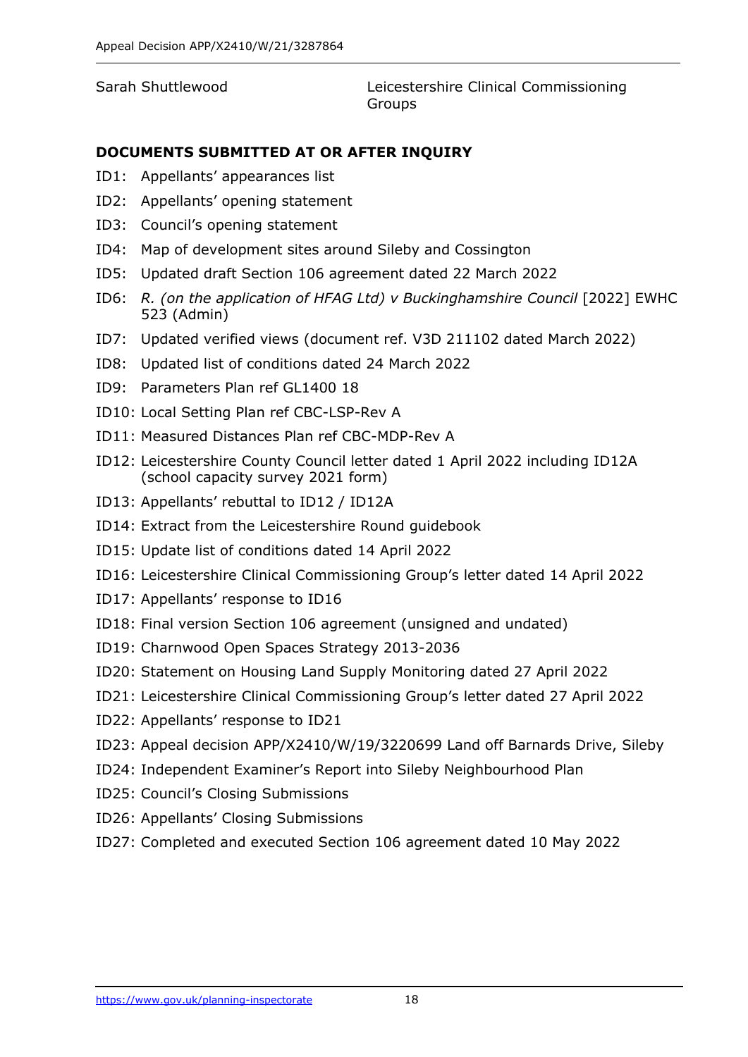| | |
|---|---|
| Sarah Shuttlewood | Leicestershire Clinical Commissioning Groups |

**DOCUMENTS SUBMITTED AT OR AFTER INQUIRY**

ID1: Appellants' appearances list

ID2: Appellants' opening statement

ID3: Council's opening statement

ID4: Map of development sites around Sileby and Cossington

ID5: Updated draft Section 106 agreement dated 22 March 2022

ID6: *R. (on the application of HFAG Ltd) v Buckinghamshire Council* [2022] EWHC 523 (Admin)

ID7: Updated verified views (document ref. V3D 211102 dated March 2022)

ID8: Updated list of conditions dated 24 March 2022

ID9: Parameters Plan ref GL1400 18

ID10: Local Setting Plan ref CBC-LSP-Rev A

ID11: Measured Distances Plan ref CBC-MDP-Rev A

ID12: Leicestershire County Council letter dated 1 April 2022 including ID12A (school capacity survey 2021 form)

ID13: Appellants' rebuttal to ID12 / ID12A

ID14: Extract from the Leicestershire Round guidebook

ID15: Update list of conditions dated 14 April 2022

ID16: Leicestershire Clinical Commissioning Group's letter dated 14 April 2022

ID17: Appellants' response to ID16

ID18: Final version Section 106 agreement (unsigned and undated)

ID19: Charnwood Open Spaces Strategy 2013-2036

ID20: Statement on Housing Land Supply Monitoring dated 27 April 2022

ID21: Leicestershire Clinical Commissioning Group's letter dated 27 April 2022

ID22: Appellants' response to ID21

ID23: Appeal decision APP/X2410/W/19/3220699 Land off Barnards Drive, Sileby

ID24: Independent Examiner's Report into Sileby Neighbourhood Plan

ID25: Council's Closing Submissions

ID26: Appellants' Closing Submissions

ID27: Completed and executed Section 106 agreement dated 10 May 2022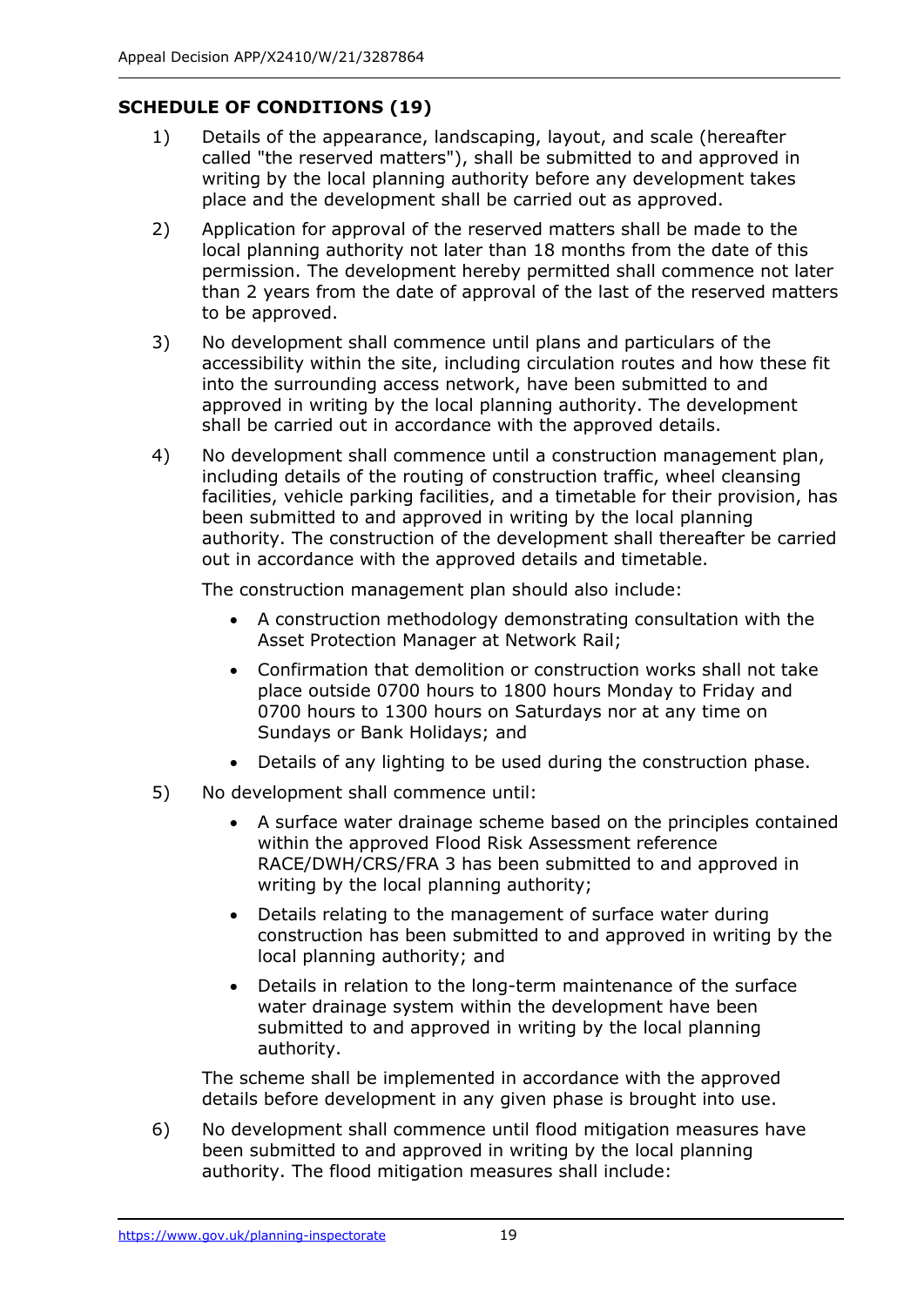## SCHEDULE OF CONDITIONS (19)

1) Details of the appearance, landscaping, layout, and scale (hereafter called "the reserved matters"), shall be submitted to and approved in writing by the local planning authority before any development takes place and the development shall be carried out as approved.

2) Application for approval of the reserved matters shall be made to the local planning authority not later than 18 months from the date of this permission. The development hereby permitted shall commence not later than 2 years from the date of approval of the last of the reserved matters to be approved.

3) No development shall commence until plans and particulars of the accessibility within the site, including circulation routes and how these fit into the surrounding access network, have been submitted to and approved in writing by the local planning authority. The development shall be carried out in accordance with the approved details.

4) No development shall commence until a construction management plan, including details of the routing of construction traffic, wheel cleansing facilities, vehicle parking facilities, and a timetable for their provision, has been submitted to and approved in writing by the local planning authority. The construction of the development shall thereafter be carried out in accordance with the approved details and timetable.

   The construction management plan should also include:

   - A construction methodology demonstrating consultation with the Asset Protection Manager at Network Rail;
   - Confirmation that demolition or construction works shall not take place outside 0700 hours to 1800 hours Monday to Friday and 0700 hours to 1300 hours on Saturdays nor at any time on Sundays or Bank Holidays; and
   - Details of any lighting to be used during the construction phase.

5) No development shall commence until:

   - A surface water drainage scheme based on the principles contained within the approved Flood Risk Assessment reference RACE/DWH/CRS/FRA 3 has been submitted to and approved in writing by the local planning authority;
   - Details relating to the management of surface water during construction has been submitted to and approved in writing by the local planning authority; and
   - Details in relation to the long-term maintenance of the surface water drainage system within the development have been submitted to and approved in writing by the local planning authority.

   The scheme shall be implemented in accordance with the approved details before development in any given phase is brought into use.

6) No development shall commence until flood mitigation measures have been submitted to and approved in writing by the local planning authority. The flood mitigation measures shall include: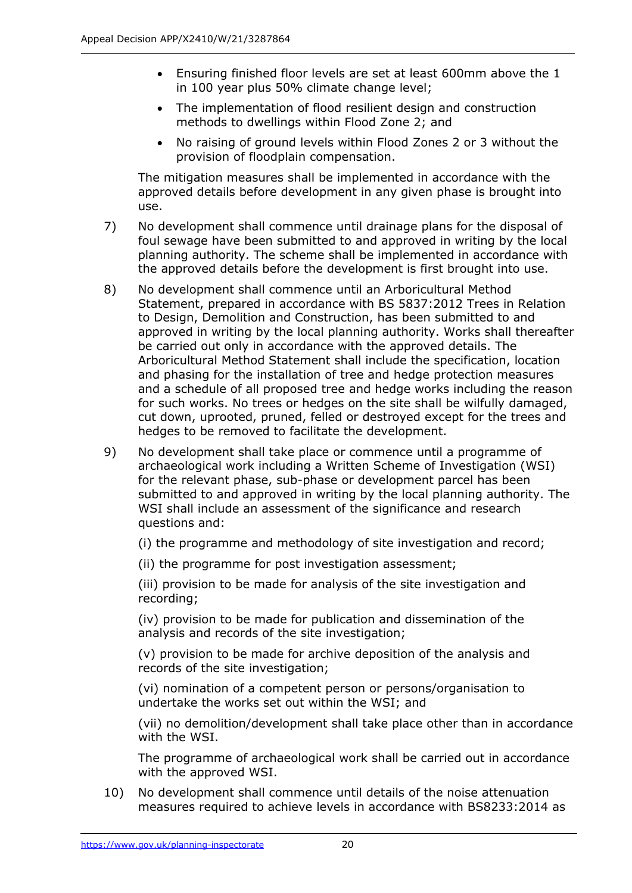- Ensuring finished floor levels are set at least 600mm above the 1 in 100 year plus 50% climate change level;
- The implementation of flood resilient design and construction methods to dwellings within Flood Zone 2; and
- No raising of ground levels within Flood Zones 2 or 3 without the provision of floodplain compensation.

The mitigation measures shall be implemented in accordance with the approved details before development in any given phase is brought into use.

7) No development shall commence until drainage plans for the disposal of foul sewage have been submitted to and approved in writing by the local planning authority. The scheme shall be implemented in accordance with the approved details before the development is first brought into use.

8) No development shall commence until an Arboricultural Method Statement, prepared in accordance with BS 5837:2012 Trees in Relation to Design, Demolition and Construction, has been submitted to and approved in writing by the local planning authority. Works shall thereafter be carried out only in accordance with the approved details. The Arboricultural Method Statement shall include the specification, location and phasing for the installation of tree and hedge protection measures and a schedule of all proposed tree and hedge works including the reason for such works. No trees or hedges on the site shall be wilfully damaged, cut down, uprooted, pruned, felled or destroyed except for the trees and hedges to be removed to facilitate the development.

9) No development shall take place or commence until a programme of archaeological work including a Written Scheme of Investigation (WSI) for the relevant phase, sub-phase or development parcel has been submitted to and approved in writing by the local planning authority. The WSI shall include an assessment of the significance and research questions and:

   (i) the programme and methodology of site investigation and record;

   (ii) the programme for post investigation assessment;

   (iii) provision to be made for analysis of the site investigation and recording;

   (iv) provision to be made for publication and dissemination of the analysis and records of the site investigation;

   (v) provision to be made for archive deposition of the analysis and records of the site investigation;

   (vi) nomination of a competent person or persons/organisation to undertake the works set out within the WSI; and

   (vii) no demolition/development shall take place other than in accordance with the WSI.

   The programme of archaeological work shall be carried out in accordance with the approved WSI.

10) No development shall commence until details of the noise attenuation measures required to achieve levels in accordance with BS8233:2014 as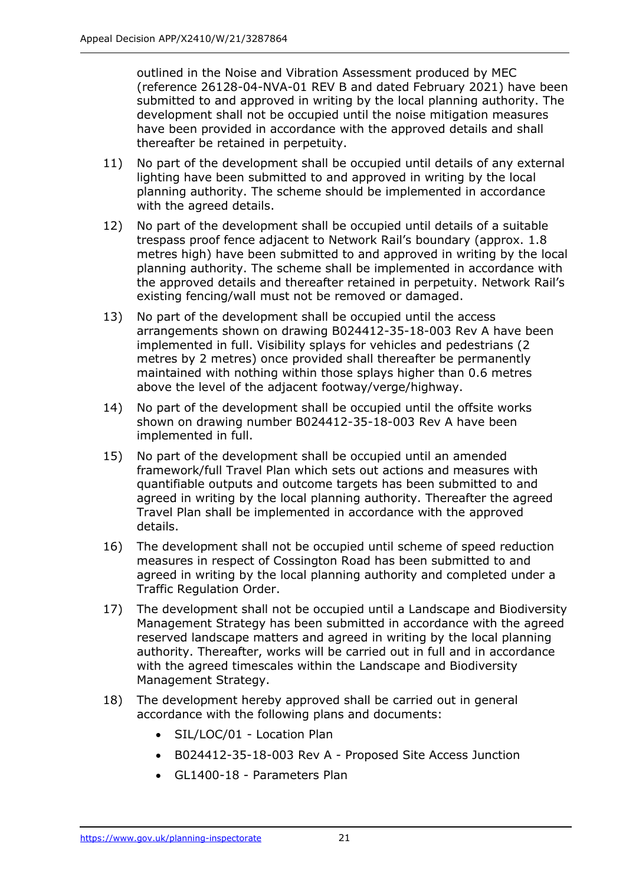outlined in the Noise and Vibration Assessment produced by MEC (reference 26128-04-NVA-01 REV B and dated February 2021) have been submitted to and approved in writing by the local planning authority. The development shall not be occupied until the noise mitigation measures have been provided in accordance with the approved details and shall thereafter be retained in perpetuity.

11) No part of the development shall be occupied until details of any external lighting have been submitted to and approved in writing by the local planning authority. The scheme should be implemented in accordance with the agreed details.

12) No part of the development shall be occupied until details of a suitable trespass proof fence adjacent to Network Rail's boundary (approx. 1.8 metres high) have been submitted to and approved in writing by the local planning authority. The scheme shall be implemented in accordance with the approved details and thereafter retained in perpetuity. Network Rail's existing fencing/wall must not be removed or damaged.

13) No part of the development shall be occupied until the access arrangements shown on drawing B024412-35-18-003 Rev A have been implemented in full. Visibility splays for vehicles and pedestrians (2 metres by 2 metres) once provided shall thereafter be permanently maintained with nothing within those splays higher than 0.6 metres above the level of the adjacent footway/verge/highway.

14) No part of the development shall be occupied until the offsite works shown on drawing number B024412-35-18-003 Rev A have been implemented in full.

15) No part of the development shall be occupied until an amended framework/full Travel Plan which sets out actions and measures with quantifiable outputs and outcome targets has been submitted to and agreed in writing by the local planning authority. Thereafter the agreed Travel Plan shall be implemented in accordance with the approved details.

16) The development shall not be occupied until scheme of speed reduction measures in respect of Cossington Road has been submitted to and agreed in writing by the local planning authority and completed under a Traffic Regulation Order.

17) The development shall not be occupied until a Landscape and Biodiversity Management Strategy has been submitted in accordance with the agreed reserved landscape matters and agreed in writing by the local planning authority. Thereafter, works will be carried out in full and in accordance with the agreed timescales within the Landscape and Biodiversity Management Strategy.

18) The development hereby approved shall be carried out in general accordance with the following plans and documents:

    - SIL/LOC/01 - Location Plan
    - B024412-35-18-003 Rev A - Proposed Site Access Junction
    - GL1400-18 - Parameters Plan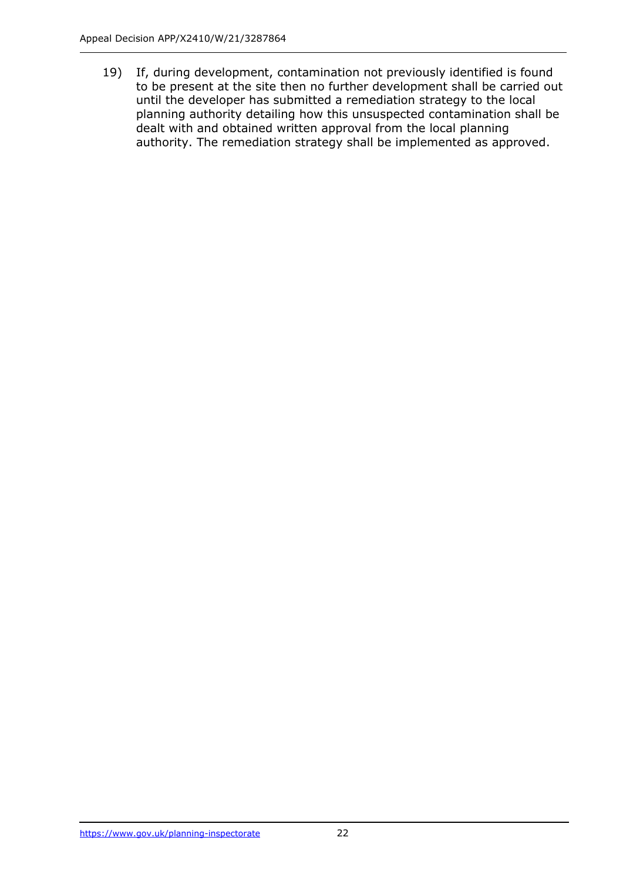19) If, during development, contamination not previously identified is found to be present at the site then no further development shall be carried out until the developer has submitted a remediation strategy to the local planning authority detailing how this unsuspected contamination shall be dealt with and obtained written approval from the local planning authority. The remediation strategy shall be implemented as approved.